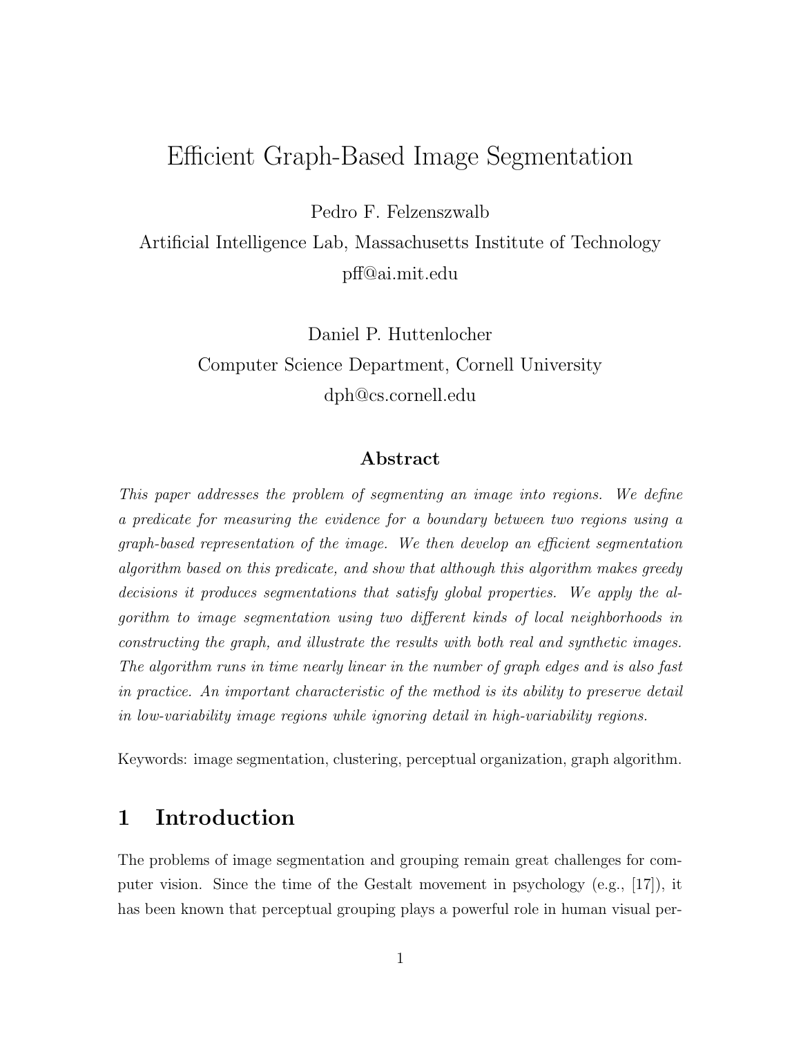# Efficient Graph-Based Image Segmentation

Pedro F. Felzenszwalb
Artificial Intelligence Lab, Massachusetts Institute of Technology
pff@ai.mit.edu

Daniel P. Huttenlocher
Computer Science Department, Cornell University
dph@cs.cornell.edu

### Abstract

*This paper addresses the problem of segmenting an image into regions. We define a predicate for measuring the evidence for a boundary between two regions using a graph-based representation of the image. We then develop an efficient segmentation algorithm based on this predicate, and show that although this algorithm makes greedy decisions it produces segmentations that satisfy global properties. We apply the algorithm to image segmentation using two different kinds of local neighborhoods in constructing the graph, and illustrate the results with both real and synthetic images. The algorithm runs in time nearly linear in the number of graph edges and is also fast in practice. An important characteristic of the method is its ability to preserve detail in low-variability image regions while ignoring detail in high-variability regions.*

Keywords: image segmentation, clustering, perceptual organization, graph algorithm.

## 1 Introduction

The problems of image segmentation and grouping remain great challenges for computer vision. Since the time of the Gestalt movement in psychology (e.g., [17]), it has been known that perceptual grouping plays a powerful role in human visual per-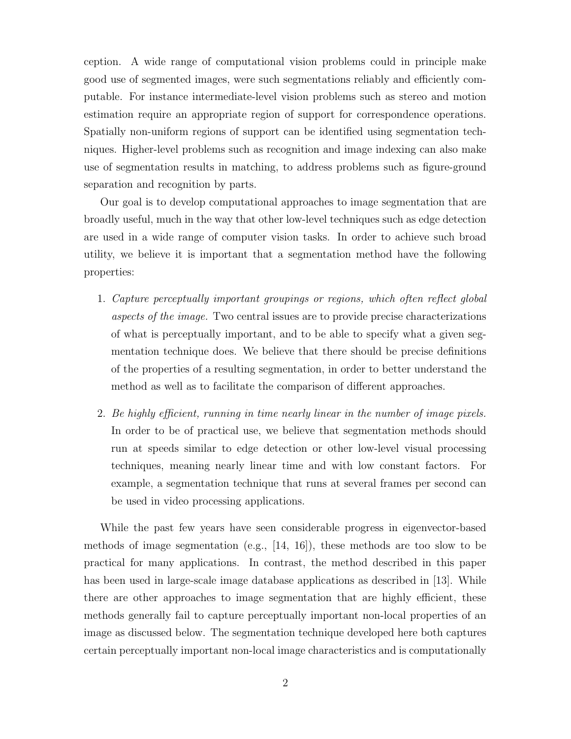ception. A wide range of computational vision problems could in principle make good use of segmented images, were such segmentations reliably and efficiently computable. For instance intermediate-level vision problems such as stereo and motion estimation require an appropriate region of support for correspondence operations. Spatially non-uniform regions of support can be identified using segmentation techniques. Higher-level problems such as recognition and image indexing can also make use of segmentation results in matching, to address problems such as figure-ground separation and recognition by parts.

Our goal is to develop computational approaches to image segmentation that are broadly useful, much in the way that other low-level techniques such as edge detection are used in a wide range of computer vision tasks. In order to achieve such broad utility, we believe it is important that a segmentation method have the following properties:

1. *Capture perceptually important groupings or regions, which often reflect global aspects of the image.* Two central issues are to provide precise characterizations of what is perceptually important, and to be able to specify what a given segmentation technique does. We believe that there should be precise definitions of the properties of a resulting segmentation, in order to better understand the method as well as to facilitate the comparison of different approaches.

2. *Be highly efficient, running in time nearly linear in the number of image pixels.* In order to be of practical use, we believe that segmentation methods should run at speeds similar to edge detection or other low-level visual processing techniques, meaning nearly linear time and with low constant factors. For example, a segmentation technique that runs at several frames per second can be used in video processing applications.

While the past few years have seen considerable progress in eigenvector-based methods of image segmentation (e.g., [14, 16]), these methods are too slow to be practical for many applications. In contrast, the method described in this paper has been used in large-scale image database applications as described in [13]. While there are other approaches to image segmentation that are highly efficient, these methods generally fail to capture perceptually important non-local properties of an image as discussed below. The segmentation technique developed here both captures certain perceptually important non-local image characteristics and is computationally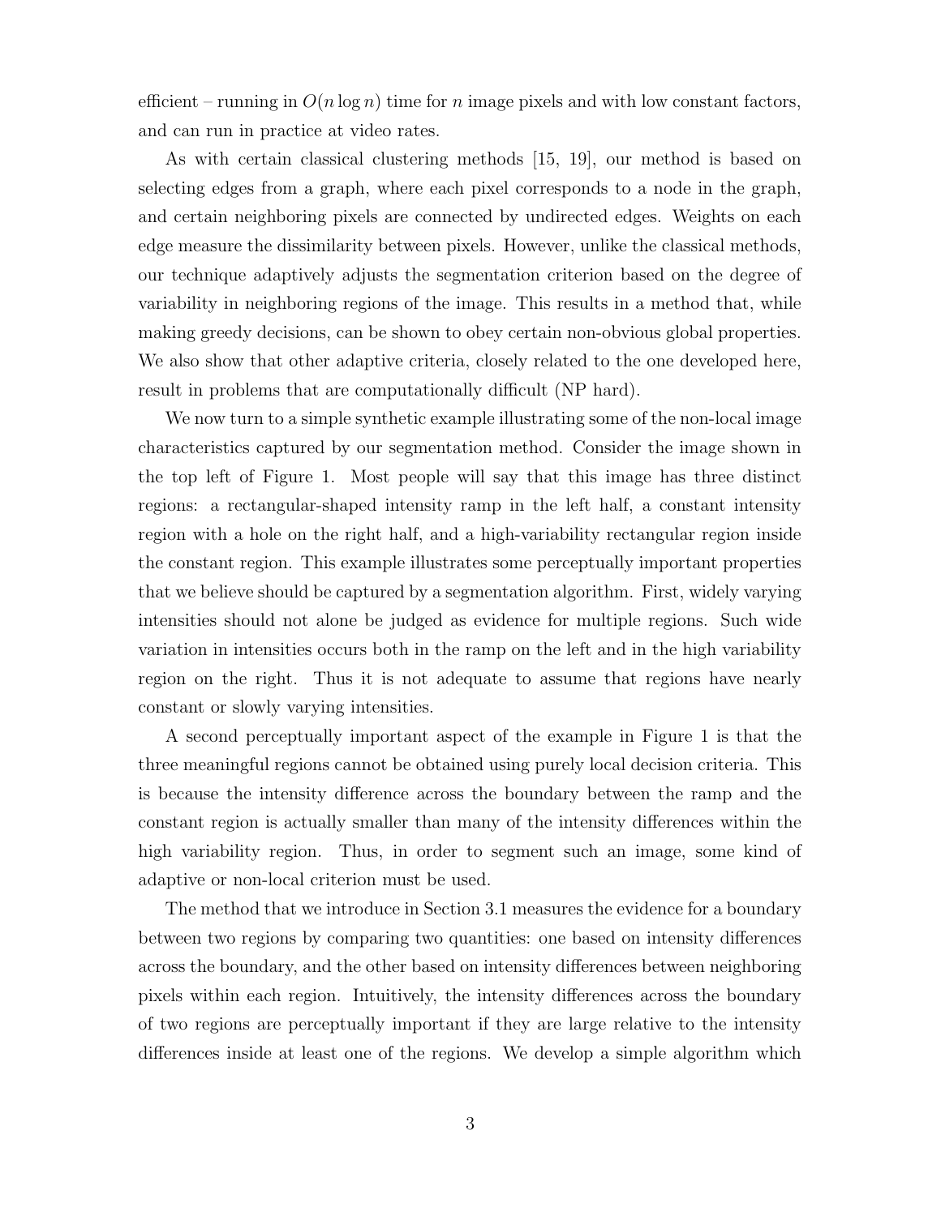efficient – running in $O(n \log n)$ time for $n$ image pixels and with low constant factors, and can run in practice at video rates.

As with certain classical clustering methods [15, 19], our method is based on selecting edges from a graph, where each pixel corresponds to a node in the graph, and certain neighboring pixels are connected by undirected edges. Weights on each edge measure the dissimilarity between pixels. However, unlike the classical methods, our technique adaptively adjusts the segmentation criterion based on the degree of variability in neighboring regions of the image. This results in a method that, while making greedy decisions, can be shown to obey certain non-obvious global properties. We also show that other adaptive criteria, closely related to the one developed here, result in problems that are computationally difficult (NP hard).

We now turn to a simple synthetic example illustrating some of the non-local image characteristics captured by our segmentation method. Consider the image shown in the top left of Figure 1. Most people will say that this image has three distinct regions: a rectangular-shaped intensity ramp in the left half, a constant intensity region with a hole on the right half, and a high-variability rectangular region inside the constant region. This example illustrates some perceptually important properties that we believe should be captured by a segmentation algorithm. First, widely varying intensities should not alone be judged as evidence for multiple regions. Such wide variation in intensities occurs both in the ramp on the left and in the high variability region on the right. Thus it is not adequate to assume that regions have nearly constant or slowly varying intensities.

A second perceptually important aspect of the example in Figure 1 is that the three meaningful regions cannot be obtained using purely local decision criteria. This is because the intensity difference across the boundary between the ramp and the constant region is actually smaller than many of the intensity differences within the high variability region. Thus, in order to segment such an image, some kind of adaptive or non-local criterion must be used.

The method that we introduce in Section 3.1 measures the evidence for a boundary between two regions by comparing two quantities: one based on intensity differences across the boundary, and the other based on intensity differences between neighboring pixels within each region. Intuitively, the intensity differences across the boundary of two regions are perceptually important if they are large relative to the intensity differences inside at least one of the regions. We develop a simple algorithm which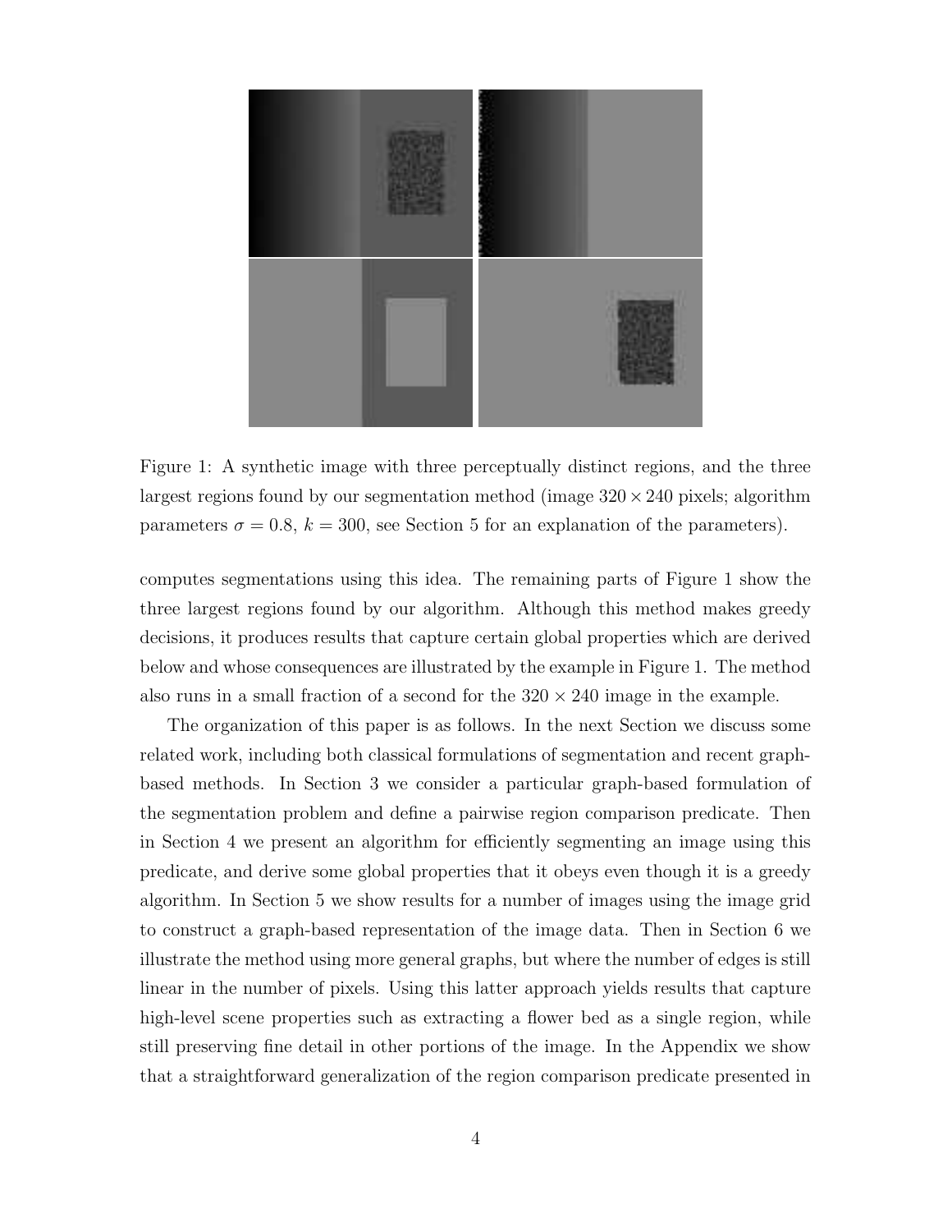Figure 1: A synthetic image with three perceptually distinct regions, and the three largest regions found by our segmentation method (image $320 \times 240$ pixels; algorithm parameters $\sigma = 0.8$, $k = 300$, see Section 5 for an explanation of the parameters).

computes segmentations using this idea. The remaining parts of Figure 1 show the three largest regions found by our algorithm. Although this method makes greedy decisions, it produces results that capture certain global properties which are derived below and whose consequences are illustrated by the example in Figure 1. The method also runs in a small fraction of a second for the $320 \times 240$ image in the example.

The organization of this paper is as follows. In the next Section we discuss some related work, including both classical formulations of segmentation and recent graph-based methods. In Section 3 we consider a particular graph-based formulation of the segmentation problem and define a pairwise region comparison predicate. Then in Section 4 we present an algorithm for efficiently segmenting an image using this predicate, and derive some global properties that it obeys even though it is a greedy algorithm. In Section 5 we show results for a number of images using the image grid to construct a graph-based representation of the image data. Then in Section 6 we illustrate the method using more general graphs, but where the number of edges is still linear in the number of pixels. Using this latter approach yields results that capture high-level scene properties such as extracting a flower bed as a single region, while still preserving fine detail in other portions of the image. In the Appendix we show that a straightforward generalization of the region comparison predicate presented in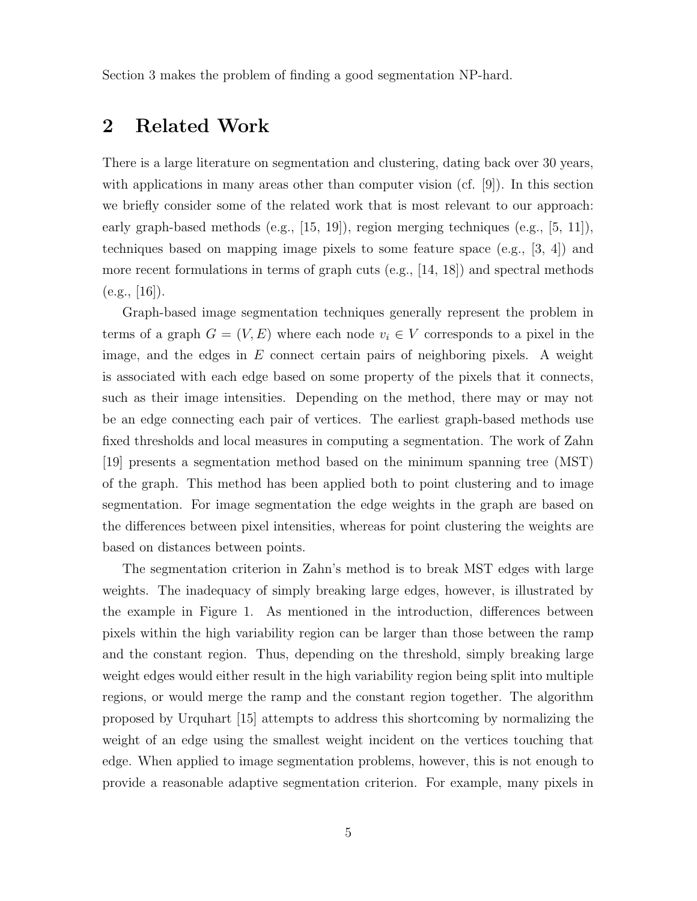Section 3 makes the problem of finding a good segmentation NP-hard.

## 2 Related Work

There is a large literature on segmentation and clustering, dating back over 30 years, with applications in many areas other than computer vision (cf. [9]). In this section we briefly consider some of the related work that is most relevant to our approach: early graph-based methods (e.g., [15, 19]), region merging techniques (e.g., [5, 11]), techniques based on mapping image pixels to some feature space (e.g., [3, 4]) and more recent formulations in terms of graph cuts (e.g., [14, 18]) and spectral methods (e.g., [16]).

Graph-based image segmentation techniques generally represent the problem in terms of a graph $G = (V, E)$ where each node $v_i \in V$ corresponds to a pixel in the image, and the edges in $E$ connect certain pairs of neighboring pixels. A weight is associated with each edge based on some property of the pixels that it connects, such as their image intensities. Depending on the method, there may or may not be an edge connecting each pair of vertices. The earliest graph-based methods use fixed thresholds and local measures in computing a segmentation. The work of Zahn [19] presents a segmentation method based on the minimum spanning tree (MST) of the graph. This method has been applied both to point clustering and to image segmentation. For image segmentation the edge weights in the graph are based on the differences between pixel intensities, whereas for point clustering the weights are based on distances between points.

The segmentation criterion in Zahn's method is to break MST edges with large weights. The inadequacy of simply breaking large edges, however, is illustrated by the example in Figure 1. As mentioned in the introduction, differences between pixels within the high variability region can be larger than those between the ramp and the constant region. Thus, depending on the threshold, simply breaking large weight edges would either result in the high variability region being split into multiple regions, or would merge the ramp and the constant region together. The algorithm proposed by Urquhart [15] attempts to address this shortcoming by normalizing the weight of an edge using the smallest weight incident on the vertices touching that edge. When applied to image segmentation problems, however, this is not enough to provide a reasonable adaptive segmentation criterion. For example, many pixels in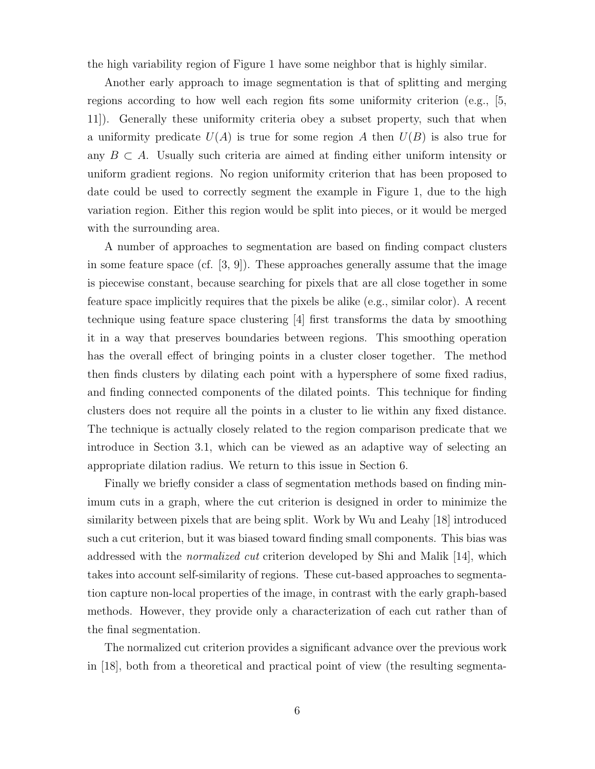the high variability region of Figure 1 have some neighbor that is highly similar.

Another early approach to image segmentation is that of splitting and merging regions according to how well each region fits some uniformity criterion (e.g., [5, 11]). Generally these uniformity criteria obey a subset property, such that when a uniformity predicate $U(A)$ is true for some region $A$ then $U(B)$ is also true for any $B \subset A$. Usually such criteria are aimed at finding either uniform intensity or uniform gradient regions. No region uniformity criterion that has been proposed to date could be used to correctly segment the example in Figure 1, due to the high variation region. Either this region would be split into pieces, or it would be merged with the surrounding area.

A number of approaches to segmentation are based on finding compact clusters in some feature space (cf. [3, 9]). These approaches generally assume that the image is piecewise constant, because searching for pixels that are all close together in some feature space implicitly requires that the pixels be alike (e.g., similar color). A recent technique using feature space clustering [4] first transforms the data by smoothing it in a way that preserves boundaries between regions. This smoothing operation has the overall effect of bringing points in a cluster closer together. The method then finds clusters by dilating each point with a hypersphere of some fixed radius, and finding connected components of the dilated points. This technique for finding clusters does not require all the points in a cluster to lie within any fixed distance. The technique is actually closely related to the region comparison predicate that we introduce in Section 3.1, which can be viewed as an adaptive way of selecting an appropriate dilation radius. We return to this issue in Section 6.

Finally we briefly consider a class of segmentation methods based on finding minimum cuts in a graph, where the cut criterion is designed in order to minimize the similarity between pixels that are being split. Work by Wu and Leahy [18] introduced such a cut criterion, but it was biased toward finding small components. This bias was addressed with the *normalized cut* criterion developed by Shi and Malik [14], which takes into account self-similarity of regions. These cut-based approaches to segmentation capture non-local properties of the image, in contrast with the early graph-based methods. However, they provide only a characterization of each cut rather than of the final segmentation.

The normalized cut criterion provides a significant advance over the previous work in [18], both from a theoretical and practical point of view (the resulting segmenta-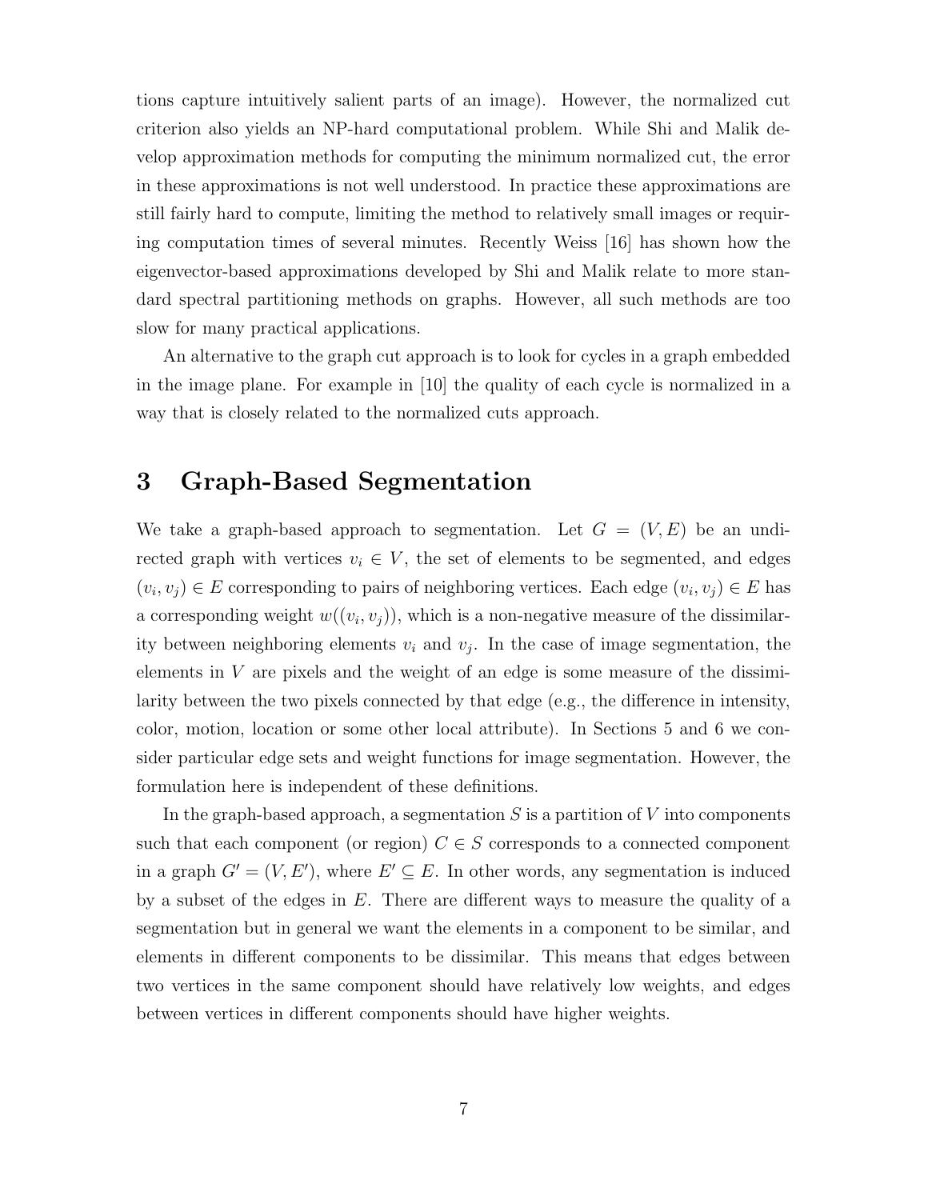tions capture intuitively salient parts of an image). However, the normalized cut criterion also yields an NP-hard computational problem. While Shi and Malik develop approximation methods for computing the minimum normalized cut, the error in these approximations is not well understood. In practice these approximations are still fairly hard to compute, limiting the method to relatively small images or requiring computation times of several minutes. Recently Weiss [16] has shown how the eigenvector-based approximations developed by Shi and Malik relate to more standard spectral partitioning methods on graphs. However, all such methods are too slow for many practical applications.

An alternative to the graph cut approach is to look for cycles in a graph embedded in the image plane. For example in [10] the quality of each cycle is normalized in a way that is closely related to the normalized cuts approach.

# 3 Graph-Based Segmentation

We take a graph-based approach to segmentation. Let $G = (V, E)$ be an undirected graph with vertices $v_i \in V$, the set of elements to be segmented, and edges $(v_i, v_j) \in E$ corresponding to pairs of neighboring vertices. Each edge $(v_i, v_j) \in E$ has a corresponding weight $w((v_i, v_j))$, which is a non-negative measure of the dissimilarity between neighboring elements $v_i$ and $v_j$. In the case of image segmentation, the elements in $V$ are pixels and the weight of an edge is some measure of the dissimilarity between the two pixels connected by that edge (e.g., the difference in intensity, color, motion, location or some other local attribute). In Sections 5 and 6 we consider particular edge sets and weight functions for image segmentation. However, the formulation here is independent of these definitions.

In the graph-based approach, a segmentation $S$ is a partition of $V$ into components such that each component (or region) $C \in S$ corresponds to a connected component in a graph $G' = (V, E')$, where $E' \subseteq E$. In other words, any segmentation is induced by a subset of the edges in $E$. There are different ways to measure the quality of a segmentation but in general we want the elements in a component to be similar, and elements in different components to be dissimilar. This means that edges between two vertices in the same component should have relatively low weights, and edges between vertices in different components should have higher weights.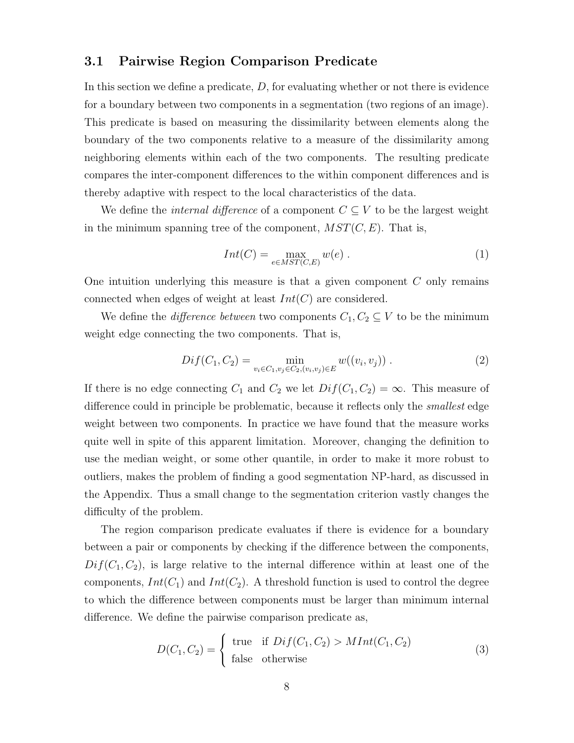### 3.1 Pairwise Region Comparison Predicate

In this section we define a predicate, $D$, for evaluating whether or not there is evidence for a boundary between two components in a segmentation (two regions of an image). This predicate is based on measuring the dissimilarity between elements along the boundary of the two components relative to a measure of the dissimilarity among neighboring elements within each of the two components. The resulting predicate compares the inter-component differences to the within component differences and is thereby adaptive with respect to the local characteristics of the data.

We define the *internal difference* of a component $C \subseteq V$ to be the largest weight in the minimum spanning tree of the component, $MST(C, E)$. That is,

$$Int(C) = \max_{e \in MST(C,E)} w(e) \; . \tag{1}$$

One intuition underlying this measure is that a given component $C$ only remains connected when edges of weight at least $Int(C)$ are considered.

We define the *difference between* two components $C_1, C_2 \subseteq V$ to be the minimum weight edge connecting the two components. That is,

$$Dif(C_1, C_2) = \min_{v_i \in C_1, v_j \in C_2, (v_i, v_j) \in E} w((v_i, v_j)) \; . \tag{2}$$

If there is no edge connecting $C_1$ and $C_2$ we let $Dif(C_1, C_2) = \infty$. This measure of difference could in principle be problematic, because it reflects only the *smallest* edge weight between two components. In practice we have found that the measure works quite well in spite of this apparent limitation. Moreover, changing the definition to use the median weight, or some other quantile, in order to make it more robust to outliers, makes the problem of finding a good segmentation NP-hard, as discussed in the Appendix. Thus a small change to the segmentation criterion vastly changes the difficulty of the problem.

The region comparison predicate evaluates if there is evidence for a boundary between a pair or components by checking if the difference between the components, $Dif(C_1, C_2)$, is large relative to the internal difference within at least one of the components, $Int(C_1)$ and $Int(C_2)$. A threshold function is used to control the degree to which the difference between components must be larger than minimum internal difference. We define the pairwise comparison predicate as,

$$D(C_1, C_2) = \begin{cases} \text{true} & \text{if } Dif(C_1, C_2) > MInt(C_1, C_2) \\ \text{false} & \text{otherwise} \end{cases} \tag{3}$$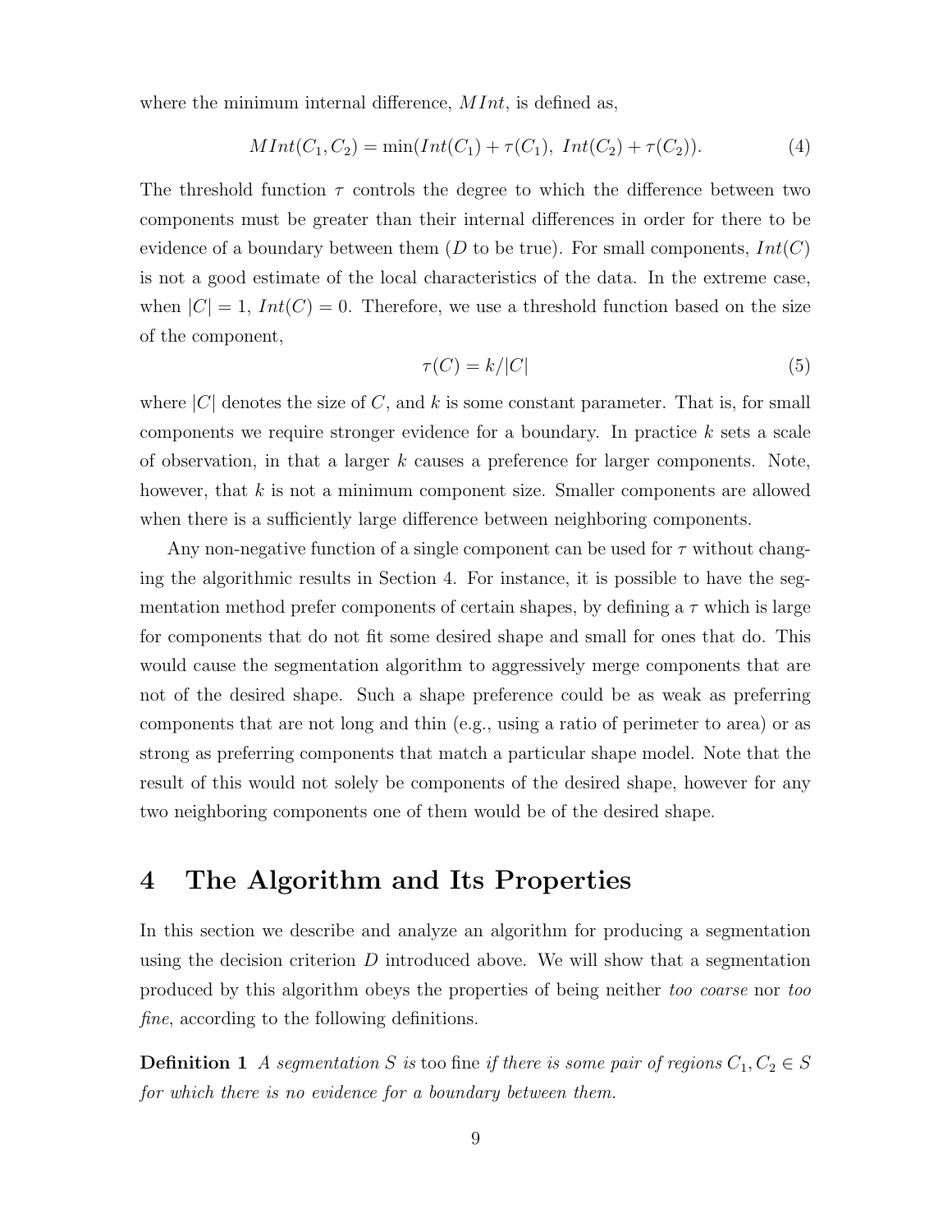where the minimum internal difference, $MInt$, is defined as,

$$MInt(C_1, C_2) = \min(Int(C_1) + \tau(C_1),\ Int(C_2) + \tau(C_2)). \tag{4}$$

The threshold function $\tau$ controls the degree to which the difference between two components must be greater than their internal differences in order for there to be evidence of a boundary between them ($D$ to be true). For small components, $Int(C)$ is not a good estimate of the local characteristics of the data. In the extreme case, when $|C| = 1$, $Int(C) = 0$. Therefore, we use a threshold function based on the size of the component,

$$\tau(C) = k/|C| \tag{5}$$

where $|C|$ denotes the size of $C$, and $k$ is some constant parameter. That is, for small components we require stronger evidence for a boundary. In practice $k$ sets a scale of observation, in that a larger $k$ causes a preference for larger components. Note, however, that $k$ is not a minimum component size. Smaller components are allowed when there is a sufficiently large difference between neighboring components.

Any non-negative function of a single component can be used for $\tau$ without changing the algorithmic results in Section 4. For instance, it is possible to have the segmentation method prefer components of certain shapes, by defining a $\tau$ which is large for components that do not fit some desired shape and small for ones that do. This would cause the segmentation algorithm to aggressively merge components that are not of the desired shape. Such a shape preference could be as weak as preferring components that are not long and thin (e.g., using a ratio of perimeter to area) or as strong as preferring components that match a particular shape model. Note that the result of this would not solely be components of the desired shape, however for any two neighboring components one of them would be of the desired shape.

# 4 The Algorithm and Its Properties

In this section we describe and analyze an algorithm for producing a segmentation using the decision criterion $D$ introduced above. We will show that a segmentation produced by this algorithm obeys the properties of being neither *too coarse* nor *too fine*, according to the following definitions.

**Definition 1** *A segmentation $S$ is* too fine *if there is some pair of regions $C_1, C_2 \in S$ for which there is no evidence for a boundary between them.*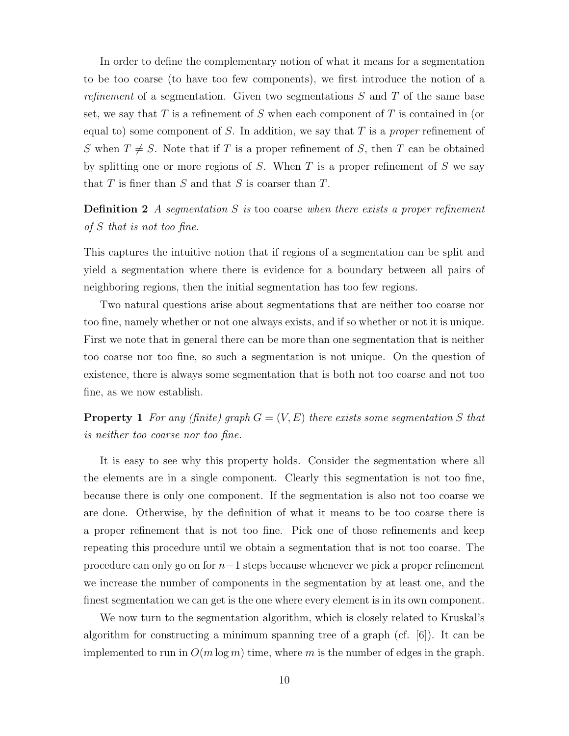In order to define the complementary notion of what it means for a segmentation to be too coarse (to have too few components), we first introduce the notion of a *refinement* of a segmentation. Given two segmentations $S$ and $T$ of the same base set, we say that $T$ is a refinement of $S$ when each component of $T$ is contained in (or equal to) some component of $S$. In addition, we say that $T$ is a *proper* refinement of $S$ when $T \neq S$. Note that if $T$ is a proper refinement of $S$, then $T$ can be obtained by splitting one or more regions of $S$. When $T$ is a proper refinement of $S$ we say that $T$ is finer than $S$ and that $S$ is coarser than $T$.

**Definition 2** *A segmentation $S$ is* too coarse *when there exists a proper refinement of $S$ that is not too fine.*

This captures the intuitive notion that if regions of a segmentation can be split and yield a segmentation where there is evidence for a boundary between all pairs of neighboring regions, then the initial segmentation has too few regions.

Two natural questions arise about segmentations that are neither too coarse nor too fine, namely whether or not one always exists, and if so whether or not it is unique. First we note that in general there can be more than one segmentation that is neither too coarse nor too fine, so such a segmentation is not unique. On the question of existence, there is always some segmentation that is both not too coarse and not too fine, as we now establish.

**Property 1** *For any (finite) graph $G = (V, E)$ there exists some segmentation $S$ that is neither too coarse nor too fine.*

It is easy to see why this property holds. Consider the segmentation where all the elements are in a single component. Clearly this segmentation is not too fine, because there is only one component. If the segmentation is also not too coarse we are done. Otherwise, by the definition of what it means to be too coarse there is a proper refinement that is not too fine. Pick one of those refinements and keep repeating this procedure until we obtain a segmentation that is not too coarse. The procedure can only go on for $n-1$ steps because whenever we pick a proper refinement we increase the number of components in the segmentation by at least one, and the finest segmentation we can get is the one where every element is in its own component.

We now turn to the segmentation algorithm, which is closely related to Kruskal's algorithm for constructing a minimum spanning tree of a graph (cf. [6]). It can be implemented to run in $O(m \log m)$ time, where $m$ is the number of edges in the graph.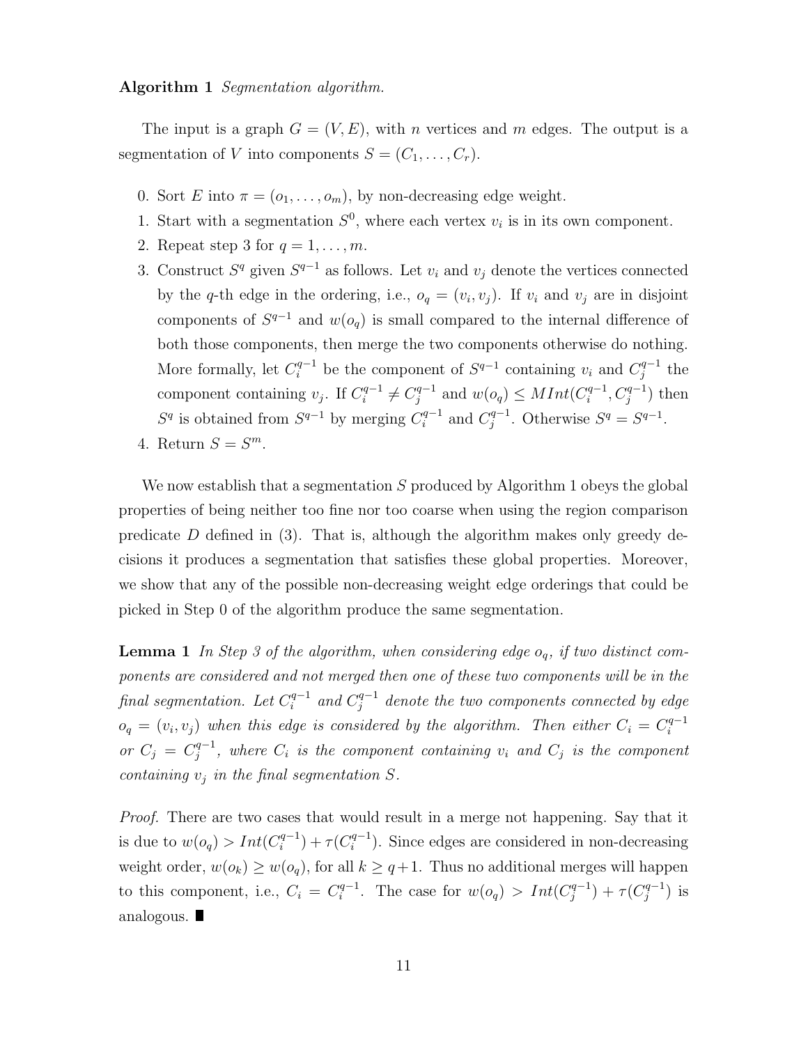**Algorithm 1** *Segmentation algorithm.*

The input is a graph $G = (V, E)$, with $n$ vertices and $m$ edges. The output is a segmentation of $V$ into components $S = (C_1, \ldots, C_r)$.

0. Sort $E$ into $\pi = (o_1, \ldots, o_m)$, by non-decreasing edge weight.
1. Start with a segmentation $S^0$, where each vertex $v_i$ is in its own component.
2. Repeat step 3 for $q = 1, \ldots, m$.
3. Construct $S^q$ given $S^{q-1}$ as follows. Let $v_i$ and $v_j$ denote the vertices connected by the $q$-th edge in the ordering, i.e., $o_q = (v_i, v_j)$. If $v_i$ and $v_j$ are in disjoint components of $S^{q-1}$ and $w(o_q)$ is small compared to the internal difference of both those components, then merge the two components otherwise do nothing. More formally, let $C_i^{q-1}$ be the component of $S^{q-1}$ containing $v_i$ and $C_j^{q-1}$ the component containing $v_j$. If $C_i^{q-1} \neq C_j^{q-1}$ and $w(o_q) \leq MInt(C_i^{q-1}, C_j^{q-1})$ then $S^q$ is obtained from $S^{q-1}$ by merging $C_i^{q-1}$ and $C_j^{q-1}$. Otherwise $S^q = S^{q-1}$.
4. Return $S = S^m$.

We now establish that a segmentation $S$ produced by Algorithm 1 obeys the global properties of being neither too fine nor too coarse when using the region comparison predicate $D$ defined in (3). That is, although the algorithm makes only greedy decisions it produces a segmentation that satisfies these global properties. Moreover, we show that any of the possible non-decreasing weight edge orderings that could be picked in Step 0 of the algorithm produce the same segmentation.

**Lemma 1** *In Step 3 of the algorithm, when considering edge $o_q$, if two distinct components are considered and not merged then one of these two components will be in the final segmentation. Let $C_i^{q-1}$ and $C_j^{q-1}$ denote the two components connected by edge $o_q = (v_i, v_j)$ when this edge is considered by the algorithm. Then either $C_i = C_i^{q-1}$ or $C_j = C_j^{q-1}$, where $C_i$ is the component containing $v_i$ and $C_j$ is the component containing $v_j$ in the final segmentation $S$.*

*Proof.* There are two cases that would result in a merge not happening. Say that it is due to $w(o_q) > Int(C_i^{q-1}) + \tau(C_i^{q-1})$. Since edges are considered in non-decreasing weight order, $w(o_k) \geq w(o_q)$, for all $k \geq q+1$. Thus no additional merges will happen to this component, i.e., $C_i = C_i^{q-1}$. The case for $w(o_q) > Int(C_j^{q-1}) + \tau(C_j^{q-1})$ is analogous. ∎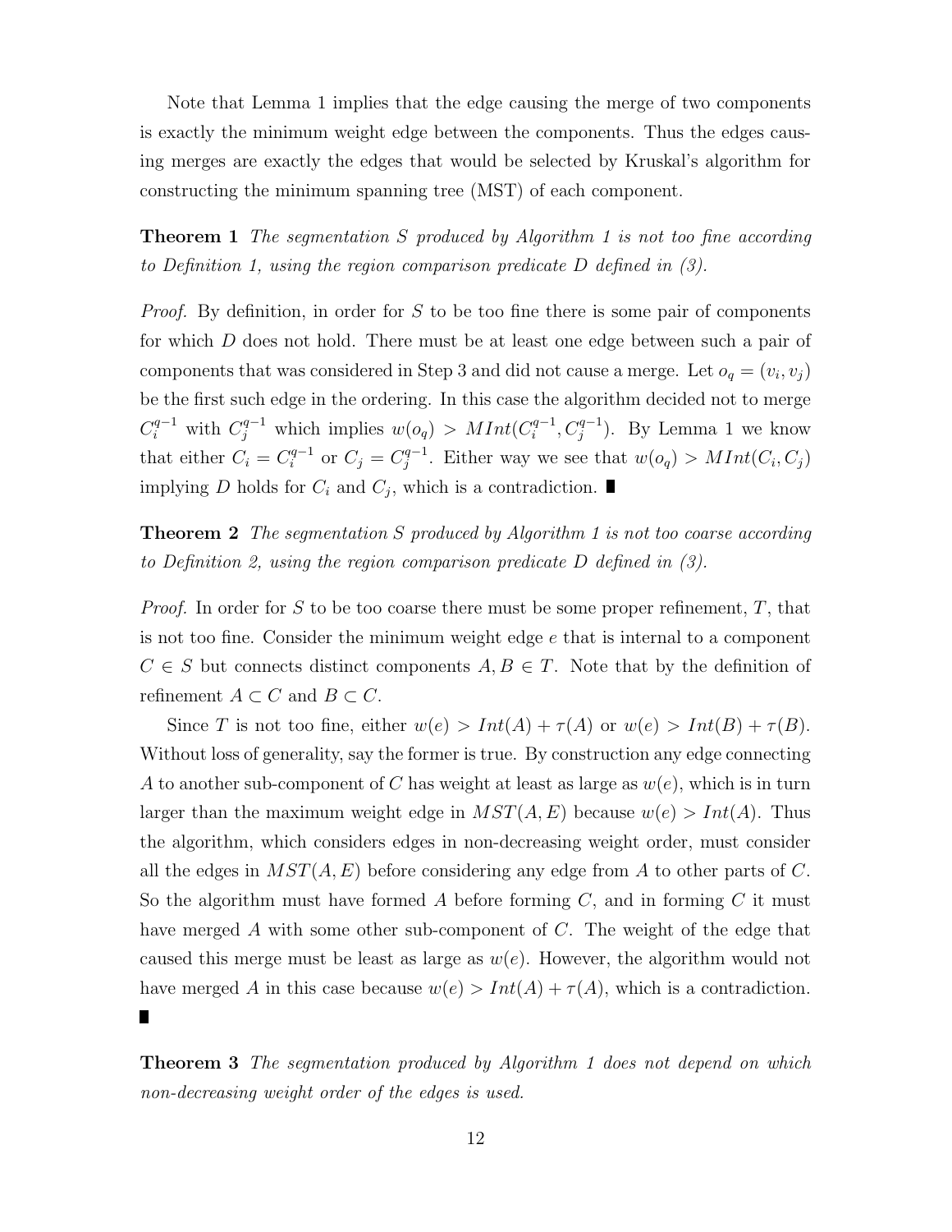Note that Lemma 1 implies that the edge causing the merge of two components is exactly the minimum weight edge between the components. Thus the edges causing merges are exactly the edges that would be selected by Kruskal's algorithm for constructing the minimum spanning tree (MST) of each component.

**Theorem 1** *The segmentation $S$ produced by Algorithm 1 is not too fine according to Definition 1, using the region comparison predicate $D$ defined in (3).*

*Proof.* By definition, in order for $S$ to be too fine there is some pair of components for which $D$ does not hold. There must be at least one edge between such a pair of components that was considered in Step 3 and did not cause a merge. Let $o_q = (v_i, v_j)$ be the first such edge in the ordering. In this case the algorithm decided not to merge $C_i^{q-1}$ with $C_j^{q-1}$ which implies $w(o_q) > MInt(C_i^{q-1}, C_j^{q-1})$. By Lemma 1 we know that either $C_i = C_i^{q-1}$ or $C_j = C_j^{q-1}$. Either way we see that $w(o_q) > MInt(C_i, C_j)$ implying $D$ holds for $C_i$ and $C_j$, which is a contradiction. ∎

**Theorem 2** *The segmentation $S$ produced by Algorithm 1 is not too coarse according to Definition 2, using the region comparison predicate $D$ defined in (3).*

*Proof.* In order for $S$ to be too coarse there must be some proper refinement, $T$, that is not too fine. Consider the minimum weight edge $e$ that is internal to a component $C \in S$ but connects distinct components $A, B \in T$. Note that by the definition of refinement $A \subset C$ and $B \subset C$.

Since $T$ is not too fine, either $w(e) > Int(A) + \tau(A)$ or $w(e) > Int(B) + \tau(B)$. Without loss of generality, say the former is true. By construction any edge connecting $A$ to another sub-component of $C$ has weight at least as large as $w(e)$, which is in turn larger than the maximum weight edge in $MST(A, E)$ because $w(e) > Int(A)$. Thus the algorithm, which considers edges in non-decreasing weight order, must consider all the edges in $MST(A, E)$ before considering any edge from $A$ to other parts of $C$. So the algorithm must have formed $A$ before forming $C$, and in forming $C$ it must have merged $A$ with some other sub-component of $C$. The weight of the edge that caused this merge must be least as large as $w(e)$. However, the algorithm would not have merged $A$ in this case because $w(e) > Int(A) + \tau(A)$, which is a contradiction. ∎

**Theorem 3** *The segmentation produced by Algorithm 1 does not depend on which non-decreasing weight order of the edges is used.*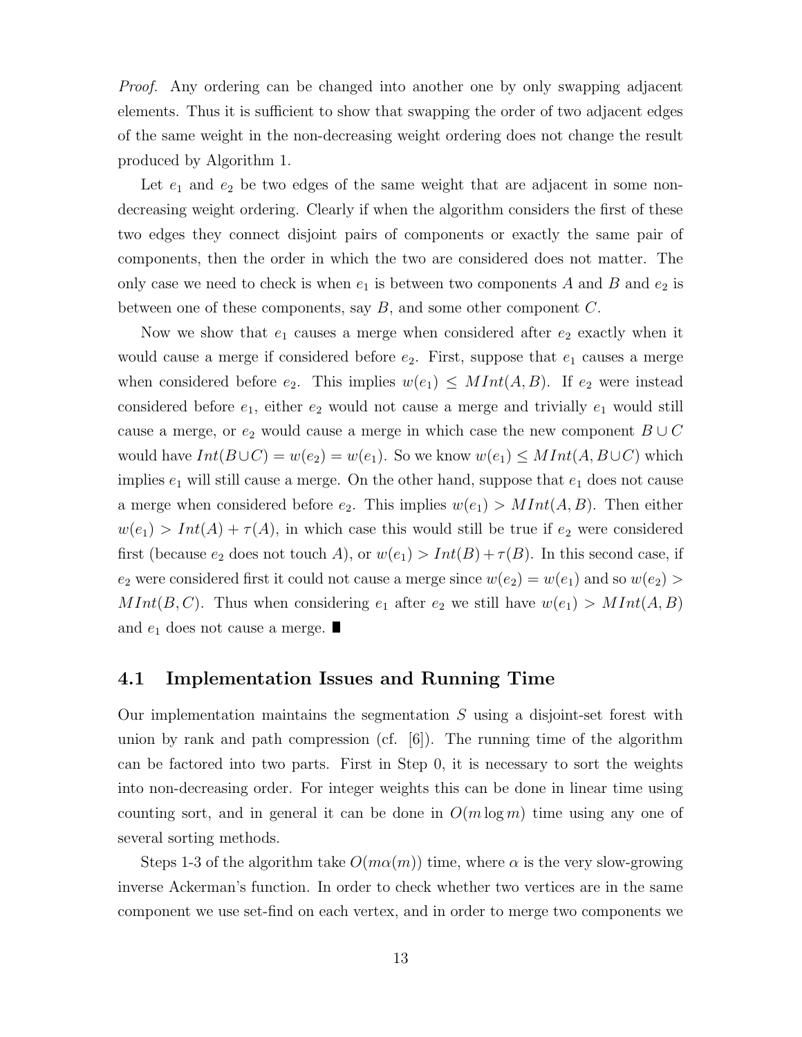*Proof.* Any ordering can be changed into another one by only swapping adjacent elements. Thus it is sufficient to show that swapping the order of two adjacent edges of the same weight in the non-decreasing weight ordering does not change the result produced by Algorithm 1.

Let $e_1$ and $e_2$ be two edges of the same weight that are adjacent in some non-decreasing weight ordering. Clearly if when the algorithm considers the first of these two edges they connect disjoint pairs of components or exactly the same pair of components, then the order in which the two are considered does not matter. The only case we need to check is when $e_1$ is between two components $A$ and $B$ and $e_2$ is between one of these components, say $B$, and some other component $C$.

Now we show that $e_1$ causes a merge when considered after $e_2$ exactly when it would cause a merge if considered before $e_2$. First, suppose that $e_1$ causes a merge when considered before $e_2$. This implies $w(e_1) \leq MInt(A, B)$. If $e_2$ were instead considered before $e_1$, either $e_2$ would not cause a merge and trivially $e_1$ would still cause a merge, or $e_2$ would cause a merge in which case the new component $B \cup C$ would have $Int(B \cup C) = w(e_2) = w(e_1)$. So we know $w(e_1) \leq MInt(A, B \cup C)$ which implies $e_1$ will still cause a merge. On the other hand, suppose that $e_1$ does not cause a merge when considered before $e_2$. This implies $w(e_1) > MInt(A, B)$. Then either $w(e_1) > Int(A) + \tau(A)$, in which case this would still be true if $e_2$ were considered first (because $e_2$ does not touch $A$), or $w(e_1) > Int(B) + \tau(B)$. In this second case, if $e_2$ were considered first it could not cause a merge since $w(e_2) = w(e_1)$ and so $w(e_2) > MInt(B, C)$. Thus when considering $e_1$ after $e_2$ we still have $w(e_1) > MInt(A, B)$ and $e_1$ does not cause a merge. ∎

## 4.1 Implementation Issues and Running Time

Our implementation maintains the segmentation $S$ using a disjoint-set forest with union by rank and path compression (cf. [6]). The running time of the algorithm can be factored into two parts. First in Step 0, it is necessary to sort the weights into non-decreasing order. For integer weights this can be done in linear time using counting sort, and in general it can be done in $O(m \log m)$ time using any one of several sorting methods.

Steps 1-3 of the algorithm take $O(m\alpha(m))$ time, where $\alpha$ is the very slow-growing inverse Ackerman's function. In order to check whether two vertices are in the same component we use set-find on each vertex, and in order to merge two components we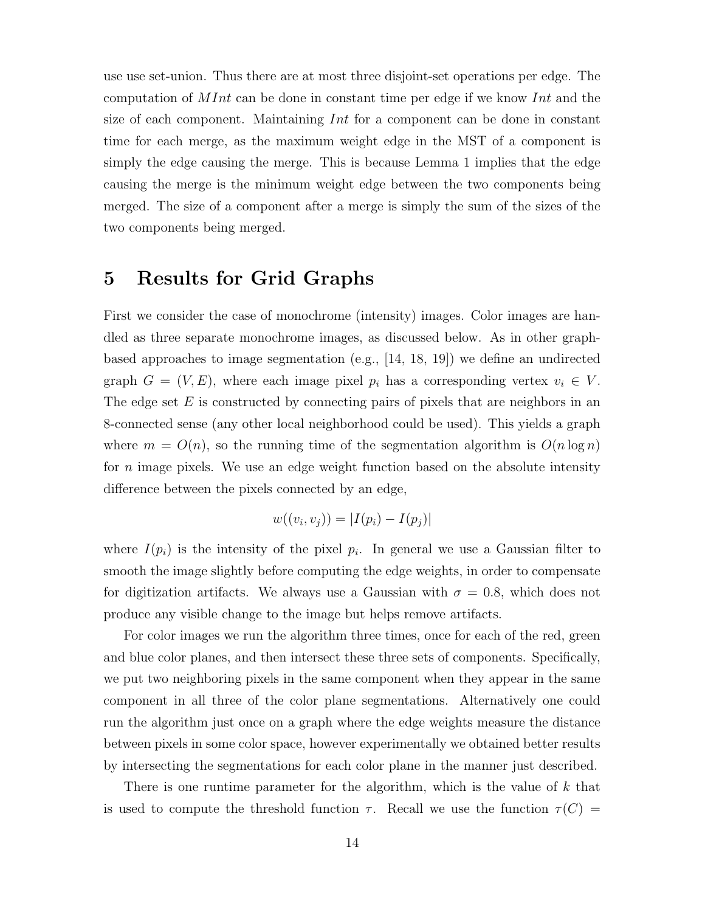use use set-union. Thus there are at most three disjoint-set operations per edge. The computation of $MInt$ can be done in constant time per edge if we know $Int$ and the size of each component. Maintaining $Int$ for a component can be done in constant time for each merge, as the maximum weight edge in the MST of a component is simply the edge causing the merge. This is because Lemma 1 implies that the edge causing the merge is the minimum weight edge between the two components being merged. The size of a component after a merge is simply the sum of the sizes of the two components being merged.

# 5 Results for Grid Graphs

First we consider the case of monochrome (intensity) images. Color images are handled as three separate monochrome images, as discussed below. As in other graph-based approaches to image segmentation (e.g., [14, 18, 19]) we define an undirected graph $G = (V, E)$, where each image pixel $p_i$ has a corresponding vertex $v_i \in V$. The edge set $E$ is constructed by connecting pairs of pixels that are neighbors in an 8-connected sense (any other local neighborhood could be used). This yields a graph where $m = O(n)$, so the running time of the segmentation algorithm is $O(n \log n)$ for $n$ image pixels. We use an edge weight function based on the absolute intensity difference between the pixels connected by an edge,

$$w((v_i, v_j)) = |I(p_i) - I(p_j)|$$

where $I(p_i)$ is the intensity of the pixel $p_i$. In general we use a Gaussian filter to smooth the image slightly before computing the edge weights, in order to compensate for digitization artifacts. We always use a Gaussian with $\sigma = 0.8$, which does not produce any visible change to the image but helps remove artifacts.

For color images we run the algorithm three times, once for each of the red, green and blue color planes, and then intersect these three sets of components. Specifically, we put two neighboring pixels in the same component when they appear in the same component in all three of the color plane segmentations. Alternatively one could run the algorithm just once on a graph where the edge weights measure the distance between pixels in some color space, however experimentally we obtained better results by intersecting the segmentations for each color plane in the manner just described.

There is one runtime parameter for the algorithm, which is the value of $k$ that is used to compute the threshold function $\tau$. Recall we use the function $\tau(C) =$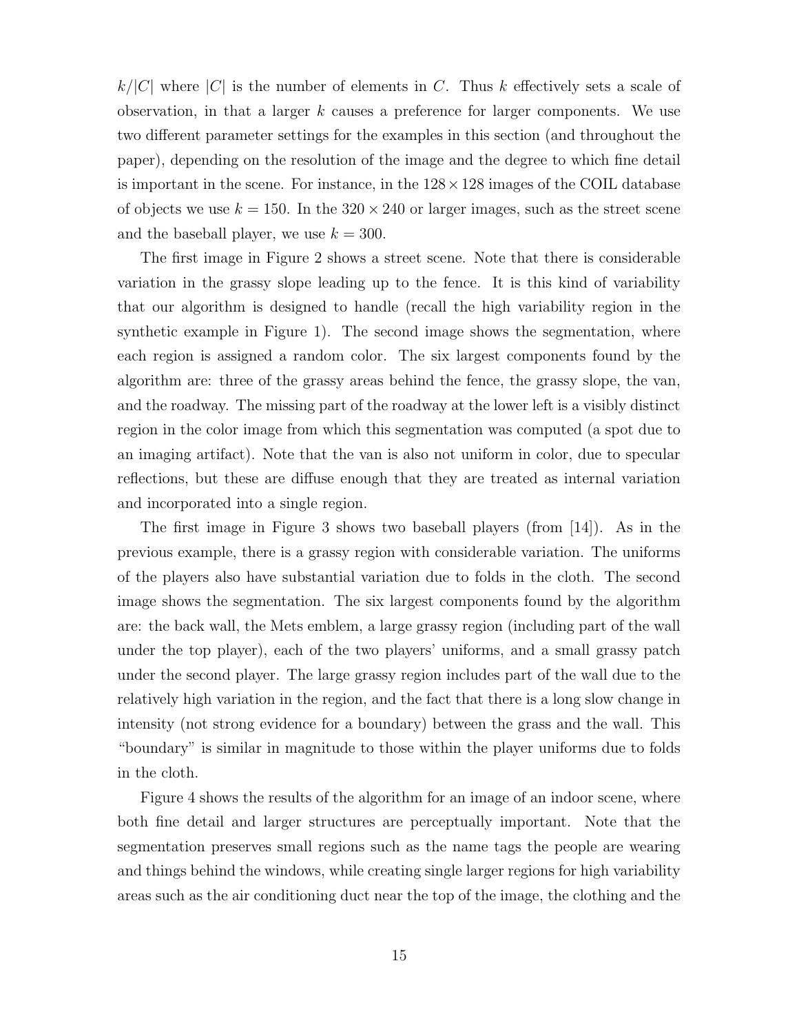$k/|C|$ where $|C|$ is the number of elements in $C$. Thus $k$ effectively sets a scale of observation, in that a larger $k$ causes a preference for larger components. We use two different parameter settings for the examples in this section (and throughout the paper), depending on the resolution of the image and the degree to which fine detail is important in the scene. For instance, in the $128 \times 128$ images of the COIL database of objects we use $k = 150$. In the $320 \times 240$ or larger images, such as the street scene and the baseball player, we use $k = 300$.

The first image in Figure 2 shows a street scene. Note that there is considerable variation in the grassy slope leading up to the fence. It is this kind of variability that our algorithm is designed to handle (recall the high variability region in the synthetic example in Figure 1). The second image shows the segmentation, where each region is assigned a random color. The six largest components found by the algorithm are: three of the grassy areas behind the fence, the grassy slope, the van, and the roadway. The missing part of the roadway at the lower left is a visibly distinct region in the color image from which this segmentation was computed (a spot due to an imaging artifact). Note that the van is also not uniform in color, due to specular reflections, but these are diffuse enough that they are treated as internal variation and incorporated into a single region.

The first image in Figure 3 shows two baseball players (from [14]). As in the previous example, there is a grassy region with considerable variation. The uniforms of the players also have substantial variation due to folds in the cloth. The second image shows the segmentation. The six largest components found by the algorithm are: the back wall, the Mets emblem, a large grassy region (including part of the wall under the top player), each of the two players' uniforms, and a small grassy patch under the second player. The large grassy region includes part of the wall due to the relatively high variation in the region, and the fact that there is a long slow change in intensity (not strong evidence for a boundary) between the grass and the wall. This "boundary" is similar in magnitude to those within the player uniforms due to folds in the cloth.

Figure 4 shows the results of the algorithm for an image of an indoor scene, where both fine detail and larger structures are perceptually important. Note that the segmentation preserves small regions such as the name tags the people are wearing and things behind the windows, while creating single larger regions for high variability areas such as the air conditioning duct near the top of the image, the clothing and the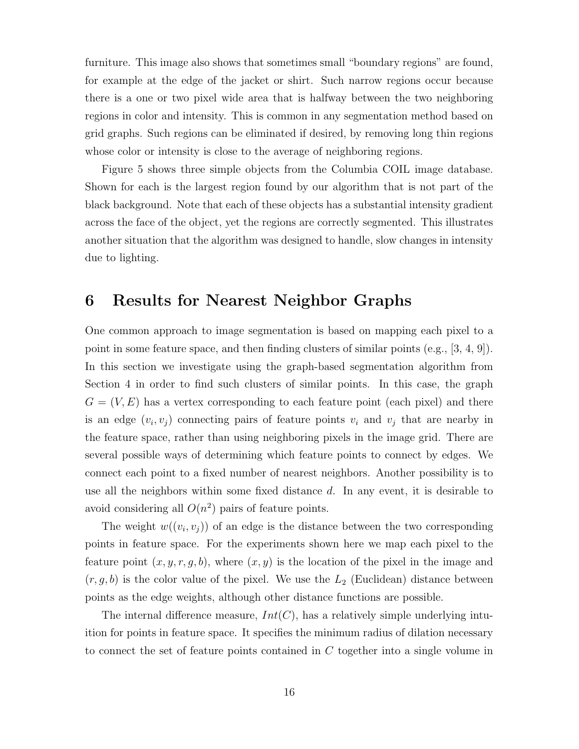furniture. This image also shows that sometimes small "boundary regions" are found, for example at the edge of the jacket or shirt. Such narrow regions occur because there is a one or two pixel wide area that is halfway between the two neighboring regions in color and intensity. This is common in any segmentation method based on grid graphs. Such regions can be eliminated if desired, by removing long thin regions whose color or intensity is close to the average of neighboring regions.

Figure 5 shows three simple objects from the Columbia COIL image database. Shown for each is the largest region found by our algorithm that is not part of the black background. Note that each of these objects has a substantial intensity gradient across the face of the object, yet the regions are correctly segmented. This illustrates another situation that the algorithm was designed to handle, slow changes in intensity due to lighting.

# 6 Results for Nearest Neighbor Graphs

One common approach to image segmentation is based on mapping each pixel to a point in some feature space, and then finding clusters of similar points (e.g., [3, 4, 9]). In this section we investigate using the graph-based segmentation algorithm from Section 4 in order to find such clusters of similar points. In this case, the graph $G = (V, E)$ has a vertex corresponding to each feature point (each pixel) and there is an edge $(v_i, v_j)$ connecting pairs of feature points $v_i$ and $v_j$ that are nearby in the feature space, rather than using neighboring pixels in the image grid. There are several possible ways of determining which feature points to connect by edges. We connect each point to a fixed number of nearest neighbors. Another possibility is to use all the neighbors within some fixed distance $d$. In any event, it is desirable to avoid considering all $O(n^2)$ pairs of feature points.

The weight $w((v_i, v_j))$ of an edge is the distance between the two corresponding points in feature space. For the experiments shown here we map each pixel to the feature point $(x, y, r, g, b)$, where $(x, y)$ is the location of the pixel in the image and $(r, g, b)$ is the color value of the pixel. We use the $L_2$ (Euclidean) distance between points as the edge weights, although other distance functions are possible.

The internal difference measure, $Int(C)$, has a relatively simple underlying intuition for points in feature space. It specifies the minimum radius of dilation necessary to connect the set of feature points contained in $C$ together into a single volume in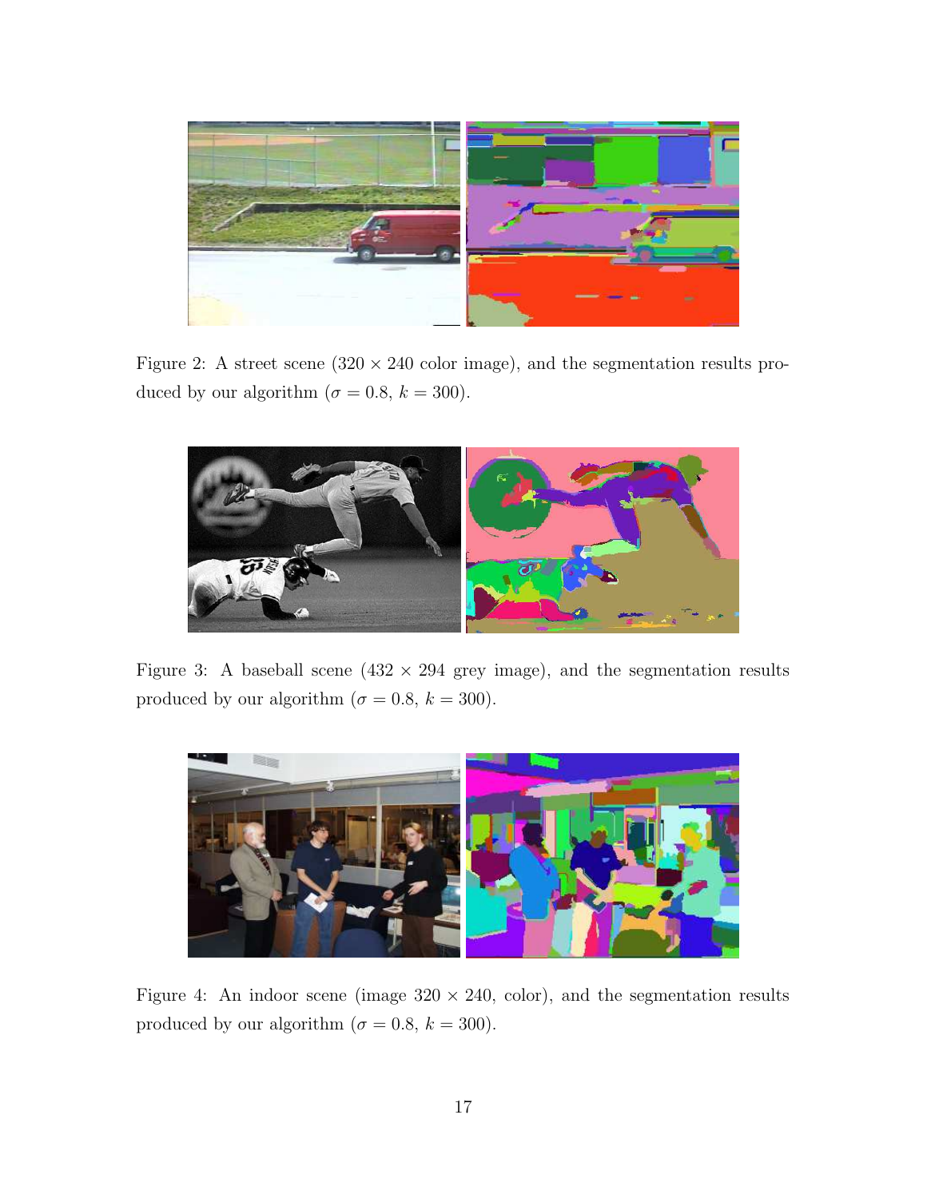Figure 2: A street scene ($320 \times 240$ color image), and the segmentation results produced by our algorithm ($\sigma = 0.8$, $k = 300$).

Figure 3: A baseball scene ($432 \times 294$ grey image), and the segmentation results produced by our algorithm ($\sigma = 0.8$, $k = 300$).

Figure 4: An indoor scene (image $320 \times 240$, color), and the segmentation results produced by our algorithm ($\sigma = 0.8$, $k = 300$).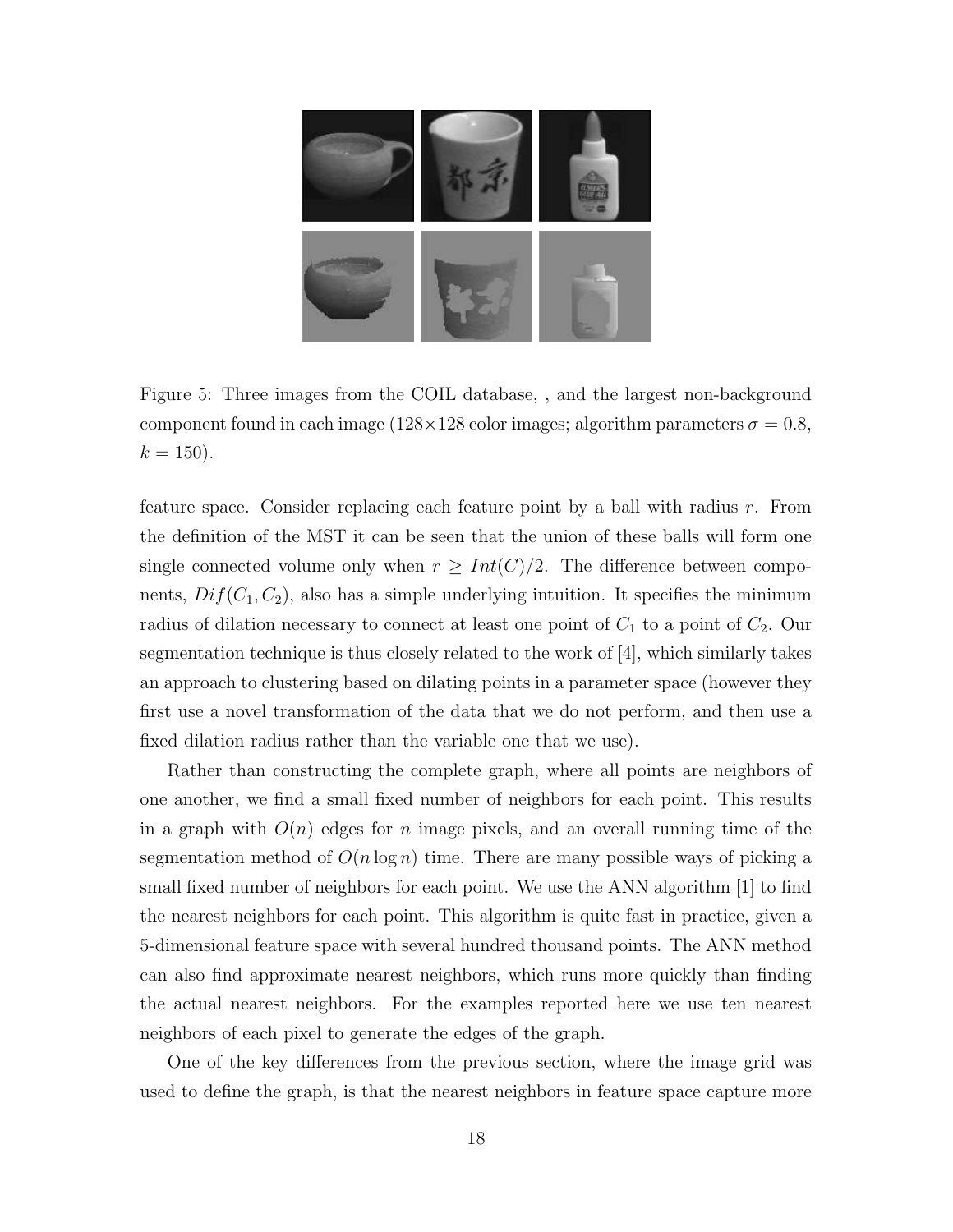Figure 5: Three images from the COIL database, , and the largest non-background component found in each image (128×128 color images; algorithm parameters $\sigma = 0.8$, $k = 150$).

feature space. Consider replacing each feature point by a ball with radius $r$. From the definition of the MST it can be seen that the union of these balls will form one single connected volume only when $r \geq Int(C)/2$. The difference between components, $Dif(C_1, C_2)$, also has a simple underlying intuition. It specifies the minimum radius of dilation necessary to connect at least one point of $C_1$ to a point of $C_2$. Our segmentation technique is thus closely related to the work of [4], which similarly takes an approach to clustering based on dilating points in a parameter space (however they first use a novel transformation of the data that we do not perform, and then use a fixed dilation radius rather than the variable one that we use).

Rather than constructing the complete graph, where all points are neighbors of one another, we find a small fixed number of neighbors for each point. This results in a graph with $O(n)$ edges for $n$ image pixels, and an overall running time of the segmentation method of $O(n \log n)$ time. There are many possible ways of picking a small fixed number of neighbors for each point. We use the ANN algorithm [1] to find the nearest neighbors for each point. This algorithm is quite fast in practice, given a 5-dimensional feature space with several hundred thousand points. The ANN method can also find approximate nearest neighbors, which runs more quickly than finding the actual nearest neighbors. For the examples reported here we use ten nearest neighbors of each pixel to generate the edges of the graph.

One of the key differences from the previous section, where the image grid was used to define the graph, is that the nearest neighbors in feature space capture more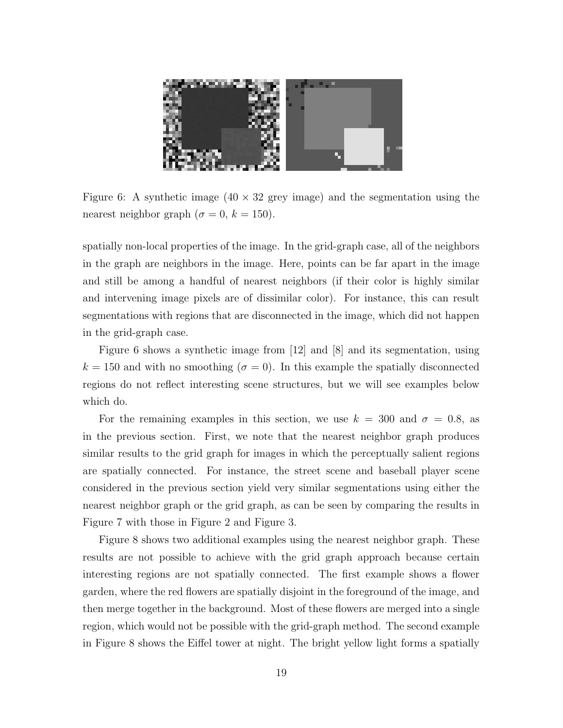Figure 6: A synthetic image ($40 \times 32$ grey image) and the segmentation using the nearest neighbor graph ($\sigma = 0$, $k = 150$).

spatially non-local properties of the image. In the grid-graph case, all of the neighbors in the graph are neighbors in the image. Here, points can be far apart in the image and still be among a handful of nearest neighbors (if their color is highly similar and intervening image pixels are of dissimilar color). For instance, this can result segmentations with regions that are disconnected in the image, which did not happen in the grid-graph case.

Figure 6 shows a synthetic image from [12] and [8] and its segmentation, using $k = 150$ and with no smoothing ($\sigma = 0$). In this example the spatially disconnected regions do not reflect interesting scene structures, but we will see examples below which do.

For the remaining examples in this section, we use $k = 300$ and $\sigma = 0.8$, as in the previous section. First, we note that the nearest neighbor graph produces similar results to the grid graph for images in which the perceptually salient regions are spatially connected. For instance, the street scene and baseball player scene considered in the previous section yield very similar segmentations using either the nearest neighbor graph or the grid graph, as can be seen by comparing the results in Figure 7 with those in Figure 2 and Figure 3.

Figure 8 shows two additional examples using the nearest neighbor graph. These results are not possible to achieve with the grid graph approach because certain interesting regions are not spatially connected. The first example shows a flower garden, where the red flowers are spatially disjoint in the foreground of the image, and then merge together in the background. Most of these flowers are merged into a single region, which would not be possible with the grid-graph method. The second example in Figure 8 shows the Eiffel tower at night. The bright yellow light forms a spatially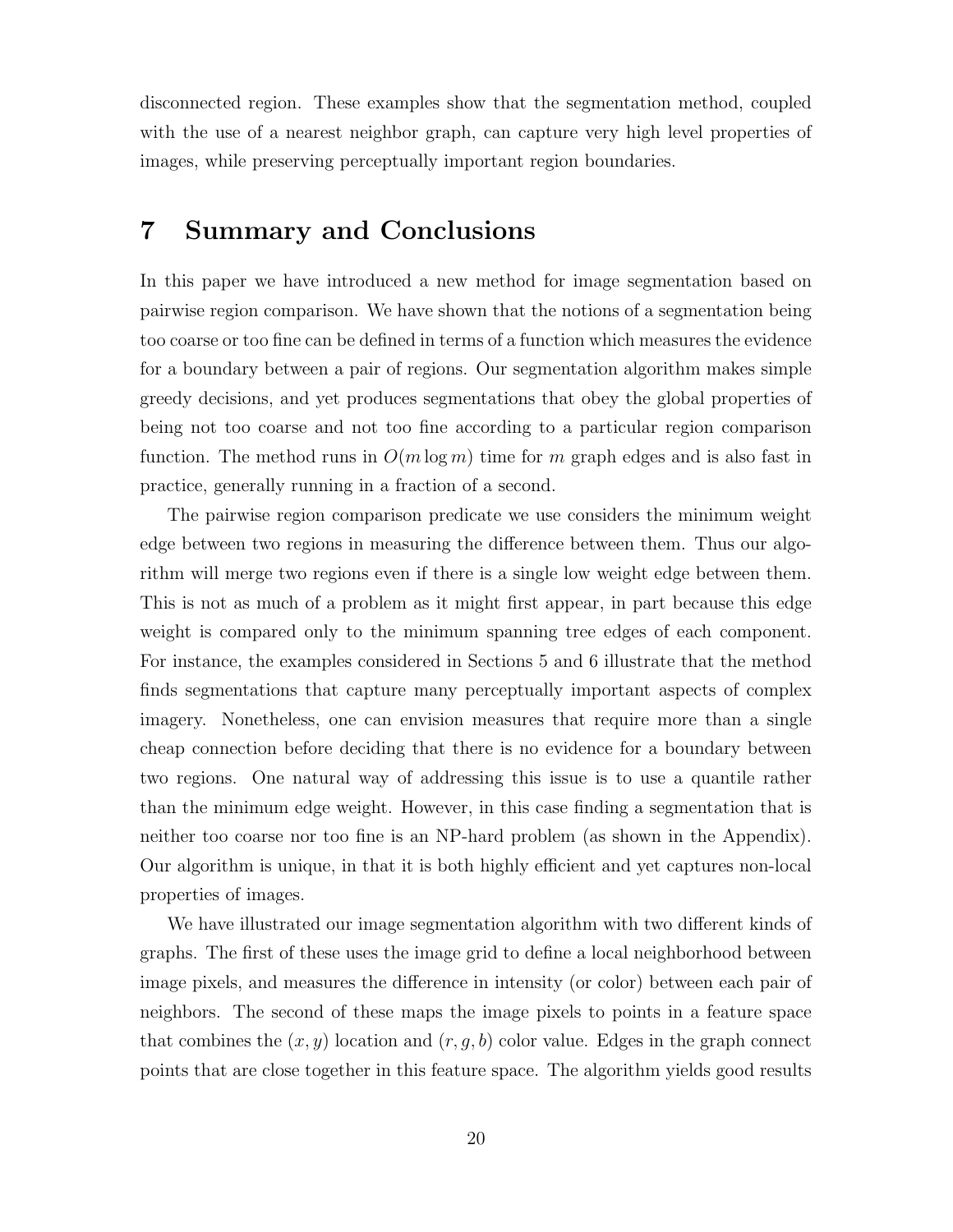disconnected region. These examples show that the segmentation method, coupled with the use of a nearest neighbor graph, can capture very high level properties of images, while preserving perceptually important region boundaries.

# 7 Summary and Conclusions

In this paper we have introduced a new method for image segmentation based on pairwise region comparison. We have shown that the notions of a segmentation being too coarse or too fine can be defined in terms of a function which measures the evidence for a boundary between a pair of regions. Our segmentation algorithm makes simple greedy decisions, and yet produces segmentations that obey the global properties of being not too coarse and not too fine according to a particular region comparison function. The method runs in $O(m \log m)$ time for $m$ graph edges and is also fast in practice, generally running in a fraction of a second.

The pairwise region comparison predicate we use considers the minimum weight edge between two regions in measuring the difference between them. Thus our algorithm will merge two regions even if there is a single low weight edge between them. This is not as much of a problem as it might first appear, in part because this edge weight is compared only to the minimum spanning tree edges of each component. For instance, the examples considered in Sections 5 and 6 illustrate that the method finds segmentations that capture many perceptually important aspects of complex imagery. Nonetheless, one can envision measures that require more than a single cheap connection before deciding that there is no evidence for a boundary between two regions. One natural way of addressing this issue is to use a quantile rather than the minimum edge weight. However, in this case finding a segmentation that is neither too coarse nor too fine is an NP-hard problem (as shown in the Appendix). Our algorithm is unique, in that it is both highly efficient and yet captures non-local properties of images.

We have illustrated our image segmentation algorithm with two different kinds of graphs. The first of these uses the image grid to define a local neighborhood between image pixels, and measures the difference in intensity (or color) between each pair of neighbors. The second of these maps the image pixels to points in a feature space that combines the $(x, y)$ location and $(r, g, b)$ color value. Edges in the graph connect points that are close together in this feature space. The algorithm yields good results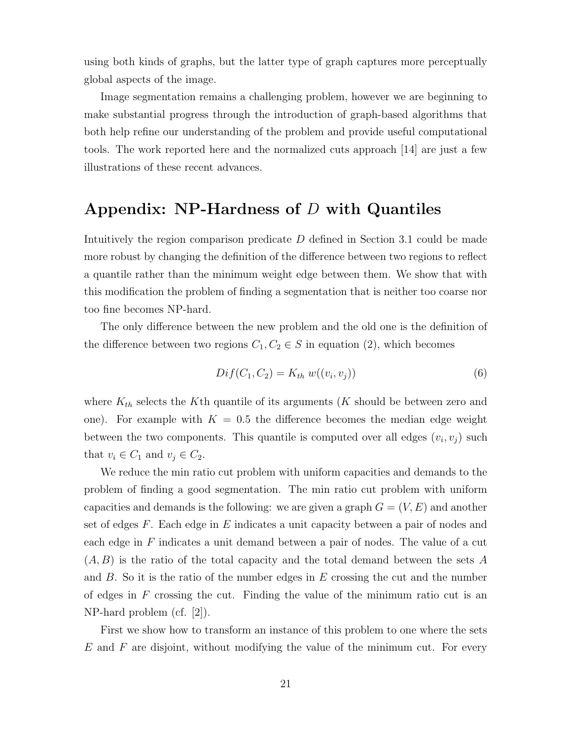using both kinds of graphs, but the latter type of graph captures more perceptually global aspects of the image.

Image segmentation remains a challenging problem, however we are beginning to make substantial progress through the introduction of graph-based algorithms that both help refine our understanding of the problem and provide useful computational tools. The work reported here and the normalized cuts approach [14] are just a few illustrations of these recent advances.

## Appendix: NP-Hardness of $D$ with Quantiles

Intuitively the region comparison predicate $D$ defined in Section 3.1 could be made more robust by changing the definition of the difference between two regions to reflect a quantile rather than the minimum weight edge between them. We show that with this modification the problem of finding a segmentation that is neither too coarse nor too fine becomes NP-hard.

The only difference between the new problem and the old one is the definition of the difference between two regions $C_1, C_2 \in S$ in equation (2), which becomes

$$Dif(C_1, C_2) = K_{th}\ w((v_i, v_j)) \tag{6}$$

where $K_{th}$ selects the $K$th quantile of its arguments ($K$ should be between zero and one). For example with $K = 0.5$ the difference becomes the median edge weight between the two components. This quantile is computed over all edges $(v_i, v_j)$ such that $v_i \in C_1$ and $v_j \in C_2$.

We reduce the min ratio cut problem with uniform capacities and demands to the problem of finding a good segmentation. The min ratio cut problem with uniform capacities and demands is the following: we are given a graph $G = (V, E)$ and another set of edges $F$. Each edge in $E$ indicates a unit capacity between a pair of nodes and each edge in $F$ indicates a unit demand between a pair of nodes. The value of a cut $(A, B)$ is the ratio of the total capacity and the total demand between the sets $A$ and $B$. So it is the ratio of the number edges in $E$ crossing the cut and the number of edges in $F$ crossing the cut. Finding the value of the minimum ratio cut is an NP-hard problem (cf. [2]).

First we show how to transform an instance of this problem to one where the sets $E$ and $F$ are disjoint, without modifying the value of the minimum cut. For every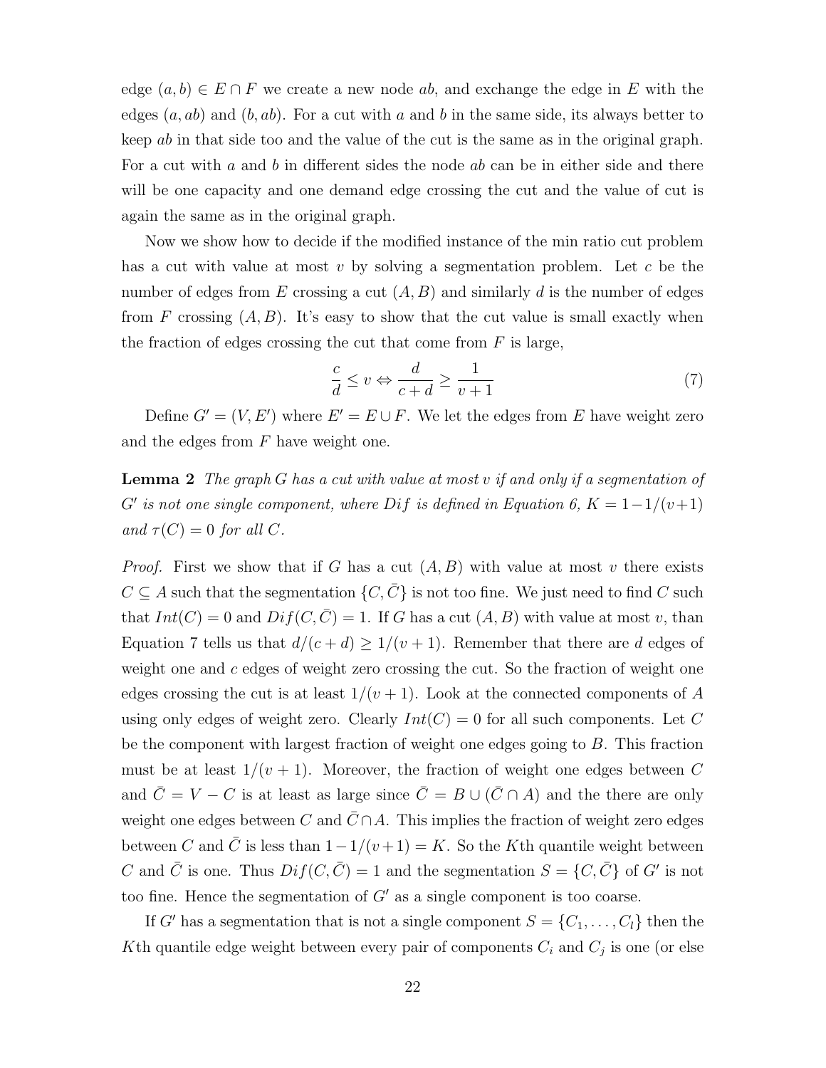edge $(a, b) \in E \cap F$ we create a new node $ab$, and exchange the edge in $E$ with the edges $(a, ab)$ and $(b, ab)$. For a cut with $a$ and $b$ in the same side, its always better to keep $ab$ in that side too and the value of the cut is the same as in the original graph. For a cut with $a$ and $b$ in different sides the node $ab$ can be in either side and there will be one capacity and one demand edge crossing the cut and the value of cut is again the same as in the original graph.

Now we show how to decide if the modified instance of the min ratio cut problem has a cut with value at most $v$ by solving a segmentation problem. Let $c$ be the number of edges from $E$ crossing a cut $(A, B)$ and similarly $d$ is the number of edges from $F$ crossing $(A, B)$. It's easy to show that the cut value is small exactly when the fraction of edges crossing the cut that come from $F$ is large,

$$\frac{c}{d} \leq v \Leftrightarrow \frac{d}{c+d} \geq \frac{1}{v+1} \tag{7}$$

Define $G' = (V, E')$ where $E' = E \cup F$. We let the edges from $E$ have weight zero and the edges from $F$ have weight one.

**Lemma 2** *The graph $G$ has a cut with value at most $v$ if and only if a segmentation of $G'$ is not one single component, where $Dif$ is defined in Equation 6, $K = 1 - 1/(v+1)$ and $\tau(C) = 0$ for all $C$.*

*Proof.* First we show that if $G$ has a cut $(A, B)$ with value at most $v$ there exists $C \subseteq A$ such that the segmentation $\{C, \bar{C}\}$ is not too fine. We just need to find $C$ such that $Int(C) = 0$ and $Dif(C, \bar{C}) = 1$. If $G$ has a cut $(A, B)$ with value at most $v$, than Equation 7 tells us that $d/(c + d) \geq 1/(v + 1)$. Remember that there are $d$ edges of weight one and $c$ edges of weight zero crossing the cut. So the fraction of weight one edges crossing the cut is at least $1/(v + 1)$. Look at the connected components of $A$ using only edges of weight zero. Clearly $Int(C) = 0$ for all such components. Let $C$ be the component with largest fraction of weight one edges going to $B$. This fraction must be at least $1/(v + 1)$. Moreover, the fraction of weight one edges between $C$ and $\bar{C} = V - C$ is at least as large since $\bar{C} = B \cup (\bar{C} \cap A)$ and the there are only weight one edges between $C$ and $\bar{C} \cap A$. This implies the fraction of weight zero edges between $C$ and $\bar{C}$ is less than $1 - 1/(v+1) = K$. So the $K$th quantile weight between $C$ and $\bar{C}$ is one. Thus $Dif(C, \bar{C}) = 1$ and the segmentation $S = \{C, \bar{C}\}$ of $G'$ is not too fine. Hence the segmentation of $G'$ as a single component is too coarse.

If $G'$ has a segmentation that is not a single component $S = \{C_1, \ldots, C_l\}$ then the $K$th quantile edge weight between every pair of components $C_i$ and $C_j$ is one (or else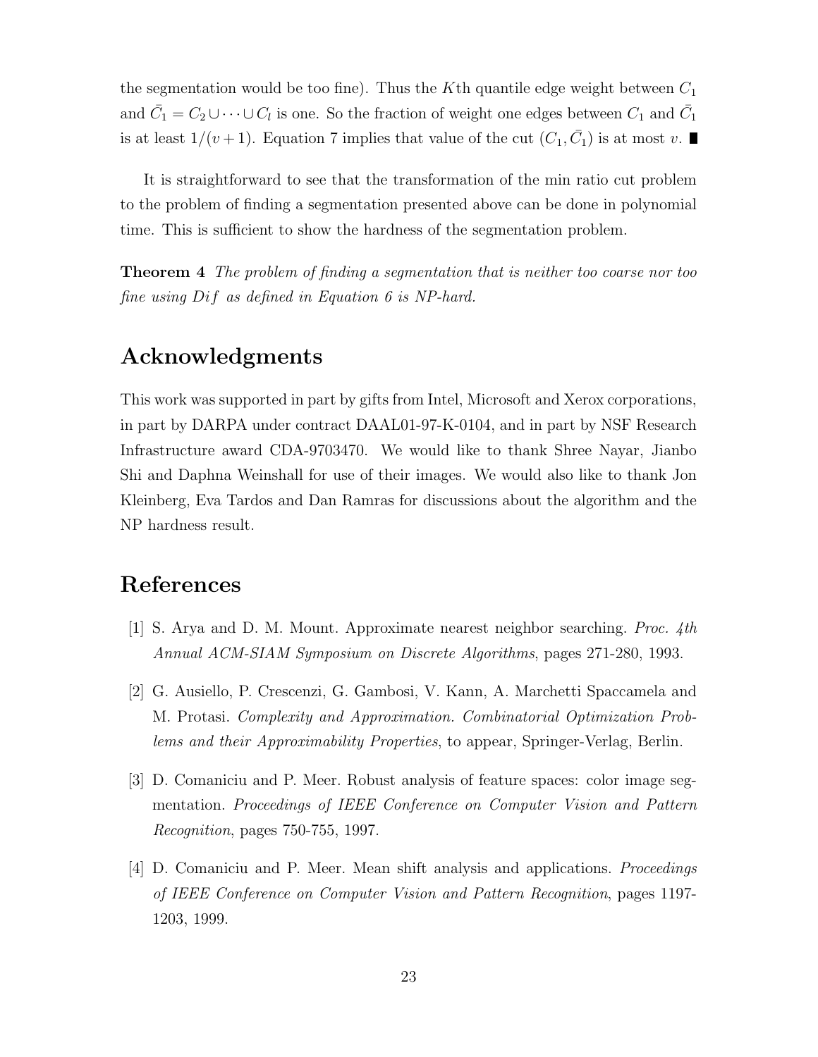the segmentation would be too fine). Thus the $K$th quantile edge weight between $C_1$ and $\bar{C}_1 = C_2 \cup \cdots \cup C_l$ is one. So the fraction of weight one edges between $C_1$ and $\bar{C}_1$ is at least $1/(v+1)$. Equation 7 implies that value of the cut $(C_1, \bar{C}_1)$ is at most $v$. ∎

It is straightforward to see that the transformation of the min ratio cut problem to the problem of finding a segmentation presented above can be done in polynomial time. This is sufficient to show the hardness of the segmentation problem.

**Theorem 4** *The problem of finding a segmentation that is neither too coarse nor too fine using $Dif$ as defined in Equation 6 is NP-hard.*

## Acknowledgments

This work was supported in part by gifts from Intel, Microsoft and Xerox corporations, in part by DARPA under contract DAAL01-97-K-0104, and in part by NSF Research Infrastructure award CDA-9703470. We would like to thank Shree Nayar, Jianbo Shi and Daphna Weinshall for use of their images. We would also like to thank Jon Kleinberg, Eva Tardos and Dan Ramras for discussions about the algorithm and the NP hardness result.

## References

[1] S. Arya and D. M. Mount. Approximate nearest neighbor searching. *Proc. 4th Annual ACM-SIAM Symposium on Discrete Algorithms*, pages 271-280, 1993.

[2] G. Ausiello, P. Crescenzi, G. Gambosi, V. Kann, A. Marchetti Spaccamela and M. Protasi. *Complexity and Approximation. Combinatorial Optimization Problems and their Approximability Properties*, to appear, Springer-Verlag, Berlin.

[3] D. Comaniciu and P. Meer. Robust analysis of feature spaces: color image segmentation. *Proceedings of IEEE Conference on Computer Vision and Pattern Recognition*, pages 750-755, 1997.

[4] D. Comaniciu and P. Meer. Mean shift analysis and applications. *Proceedings of IEEE Conference on Computer Vision and Pattern Recognition*, pages 1197-1203, 1999.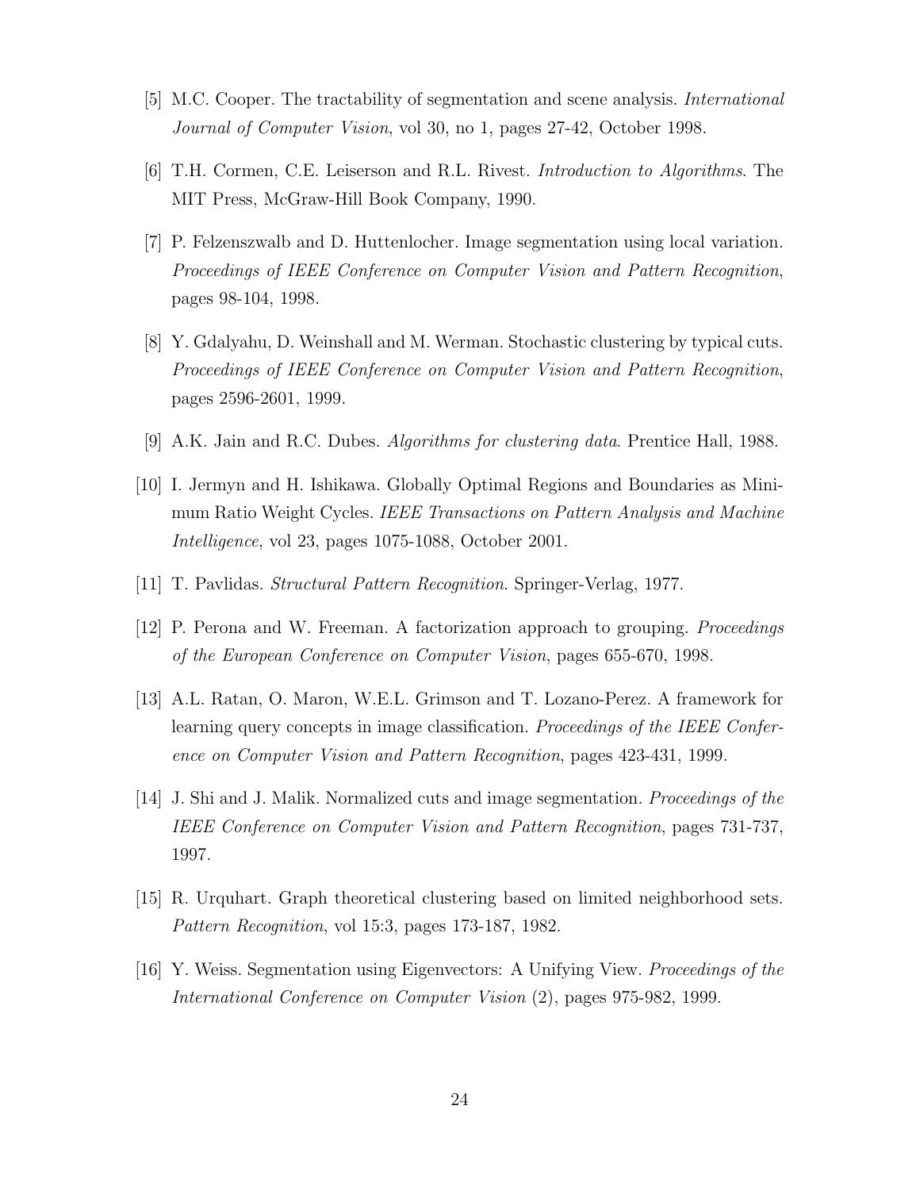[5] M.C. Cooper. The tractability of segmentation and scene analysis. *International Journal of Computer Vision*, vol 30, no 1, pages 27-42, October 1998.

[6] T.H. Cormen, C.E. Leiserson and R.L. Rivest. *Introduction to Algorithms*. The MIT Press, McGraw-Hill Book Company, 1990.

[7] P. Felzenszwalb and D. Huttenlocher. Image segmentation using local variation. *Proceedings of IEEE Conference on Computer Vision and Pattern Recognition*, pages 98-104, 1998.

[8] Y. Gdalyahu, D. Weinshall and M. Werman. Stochastic clustering by typical cuts. *Proceedings of IEEE Conference on Computer Vision and Pattern Recognition*, pages 2596-2601, 1999.

[9] A.K. Jain and R.C. Dubes. *Algorithms for clustering data*. Prentice Hall, 1988.

[10] I. Jermyn and H. Ishikawa. Globally Optimal Regions and Boundaries as Minimum Ratio Weight Cycles. *IEEE Transactions on Pattern Analysis and Machine Intelligence*, vol 23, pages 1075-1088, October 2001.

[11] T. Pavlidas. *Structural Pattern Recognition*. Springer-Verlag, 1977.

[12] P. Perona and W. Freeman. A factorization approach to grouping. *Proceedings of the European Conference on Computer Vision*, pages 655-670, 1998.

[13] A.L. Ratan, O. Maron, W.E.L. Grimson and T. Lozano-Perez. A framework for learning query concepts in image classification. *Proceedings of the IEEE Conference on Computer Vision and Pattern Recognition*, pages 423-431, 1999.

[14] J. Shi and J. Malik. Normalized cuts and image segmentation. *Proceedings of the IEEE Conference on Computer Vision and Pattern Recognition*, pages 731-737, 1997.

[15] R. Urquhart. Graph theoretical clustering based on limited neighborhood sets. *Pattern Recognition*, vol 15:3, pages 173-187, 1982.

[16] Y. Weiss. Segmentation using Eigenvectors: A Unifying View. *Proceedings of the International Conference on Computer Vision* (2), pages 975-982, 1999.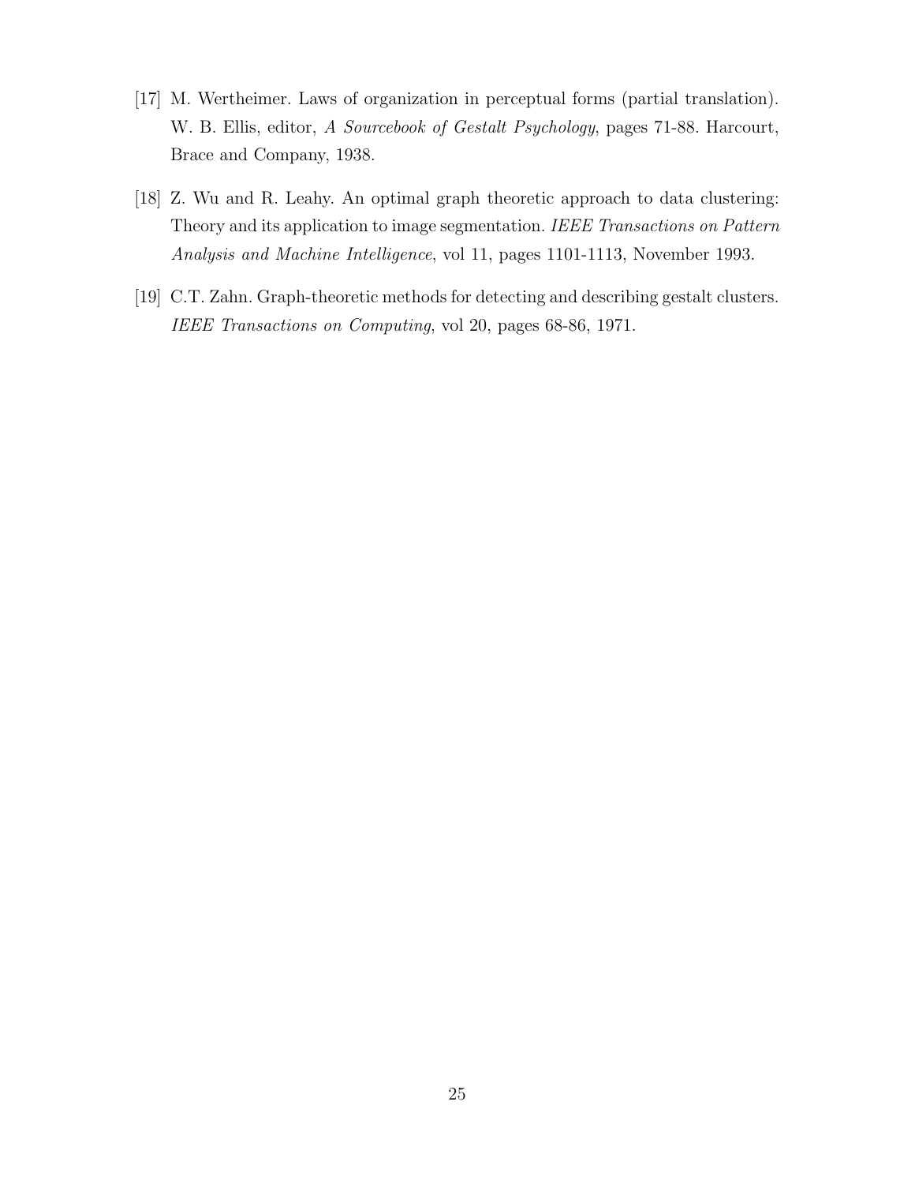[17] M. Wertheimer. Laws of organization in perceptual forms (partial translation). W. B. Ellis, editor, *A Sourcebook of Gestalt Psychology*, pages 71-88. Harcourt, Brace and Company, 1938.

[18] Z. Wu and R. Leahy. An optimal graph theoretic approach to data clustering: Theory and its application to image segmentation. *IEEE Transactions on Pattern Analysis and Machine Intelligence*, vol 11, pages 1101-1113, November 1993.

[19] C.T. Zahn. Graph-theoretic methods for detecting and describing gestalt clusters. *IEEE Transactions on Computing*, vol 20, pages 68-86, 1971.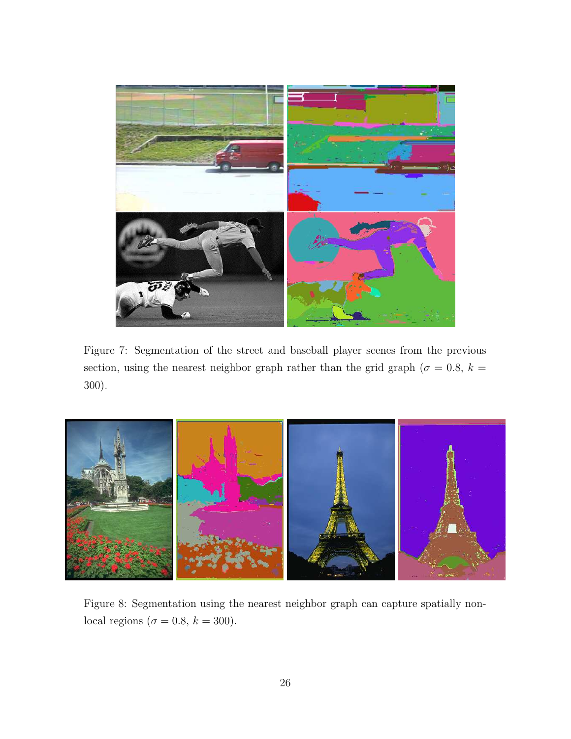Figure 7: Segmentation of the street and baseball player scenes from the previous section, using the nearest neighbor graph rather than the grid graph ($\sigma = 0.8$, $k = 300$).

Figure 8: Segmentation using the nearest neighbor graph can capture spatially non-local regions ($\sigma = 0.8$, $k = 300$).